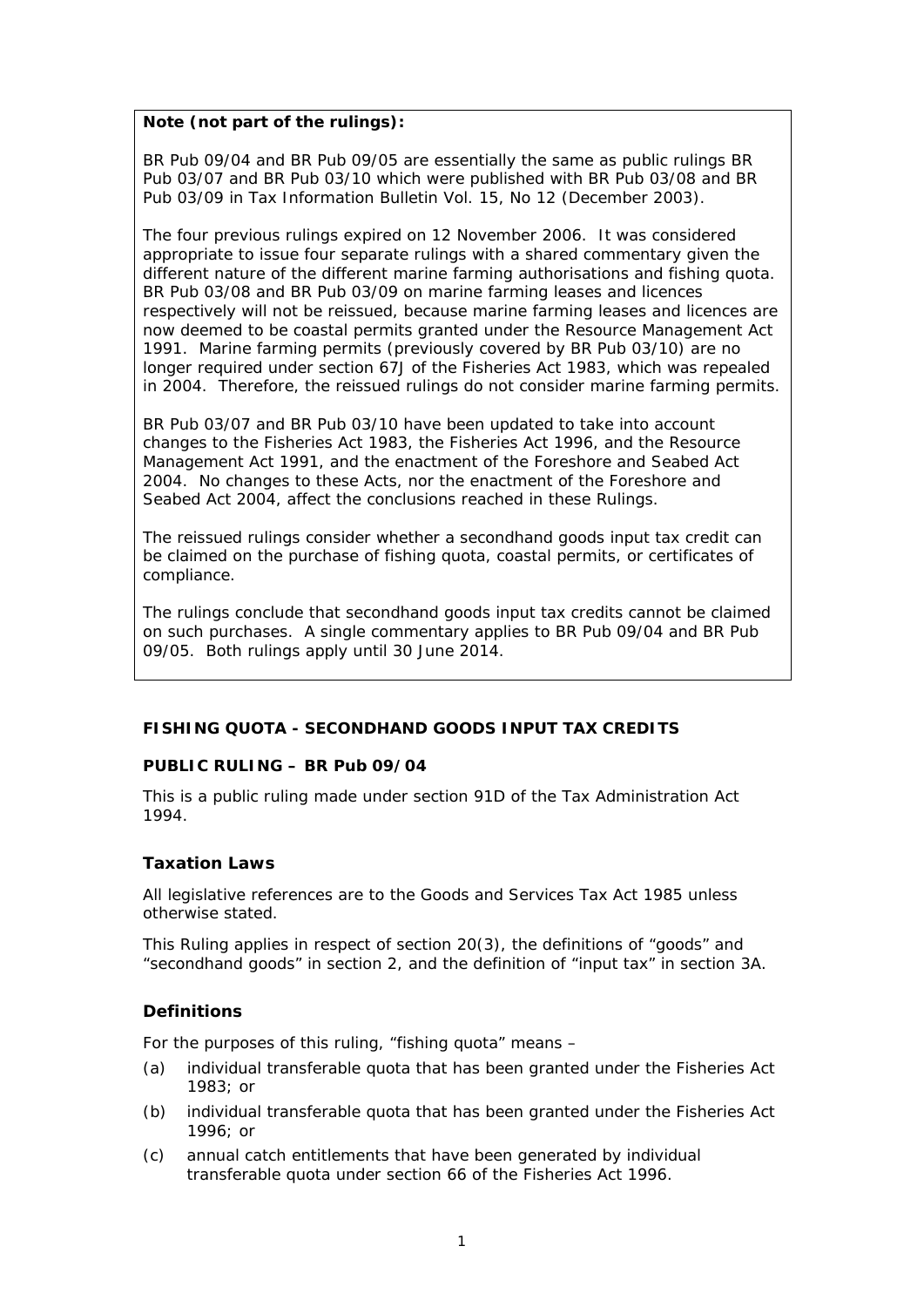**Note (not part of the rulings):**

BR Pub 09/04 and BR Pub 09/05 are essentially the same as public rulings BR Pub 03/07 and BR Pub 03/10 which were published with BR Pub 03/08 and BR Pub 03/09 in Tax Information Bulletin Vol. 15, No 12 (December 2003).

The four previous rulings expired on 12 November 2006. It was considered appropriate to issue four separate rulings with a shared commentary given the different nature of the different marine farming authorisations and fishing quota. BR Pub 03/08 and BR Pub 03/09 on marine farming leases and licences respectively will not be reissued, because marine farming leases and licences are now deemed to be coastal permits granted under the Resource Management Act 1991. Marine farming permits (previously covered by BR Pub 03/10) are no longer required under section 67J of the Fisheries Act 1983, which was repealed in 2004. Therefore, the reissued rulings do not consider marine farming permits.

BR Pub 03/07 and BR Pub 03/10 have been updated to take into account changes to the Fisheries Act 1983, the Fisheries Act 1996, and the Resource Management Act 1991, and the enactment of the Foreshore and Seabed Act 2004. No changes to these Acts, nor the enactment of the Foreshore and Seabed Act 2004, affect the conclusions reached in these Rulings.

The reissued rulings consider whether a secondhand goods input tax credit can be claimed on the purchase of fishing quota, coastal permits, or certificates of compliance.

The rulings conclude that secondhand goods input tax credits cannot be claimed on such purchases. A single commentary applies to BR Pub 09/04 and BR Pub 09/05. Both rulings apply until 30 June 2014.

## FISHING QUOTA - SECONDHAND GOODS INPUT TAX CREDITS

### PUBLIC RULING – BR Pub 09/04

This is a public ruling made under section 91D of the Tax Administration Act 1994.

### Taxation Laws

All legislative references are to the Goods and Services Tax Act 1985 unless otherwise stated.

This Ruling applies in respect of section 20(3), the definitions of "goods" and "secondhand goods" in section 2, and the definition of "input tax" in section 3A.

### Definitions

For the purposes of this ruling, "fishing quota" means –

(a) individual transferable quota that has been granted under the Fisheries Act 1983; or

(b) individual transferable quota that has been granted under the Fisheries Act 1996; or

(c) annual catch entitlements that have been generated by individual transferable quota under section 66 of the Fisheries Act 1996.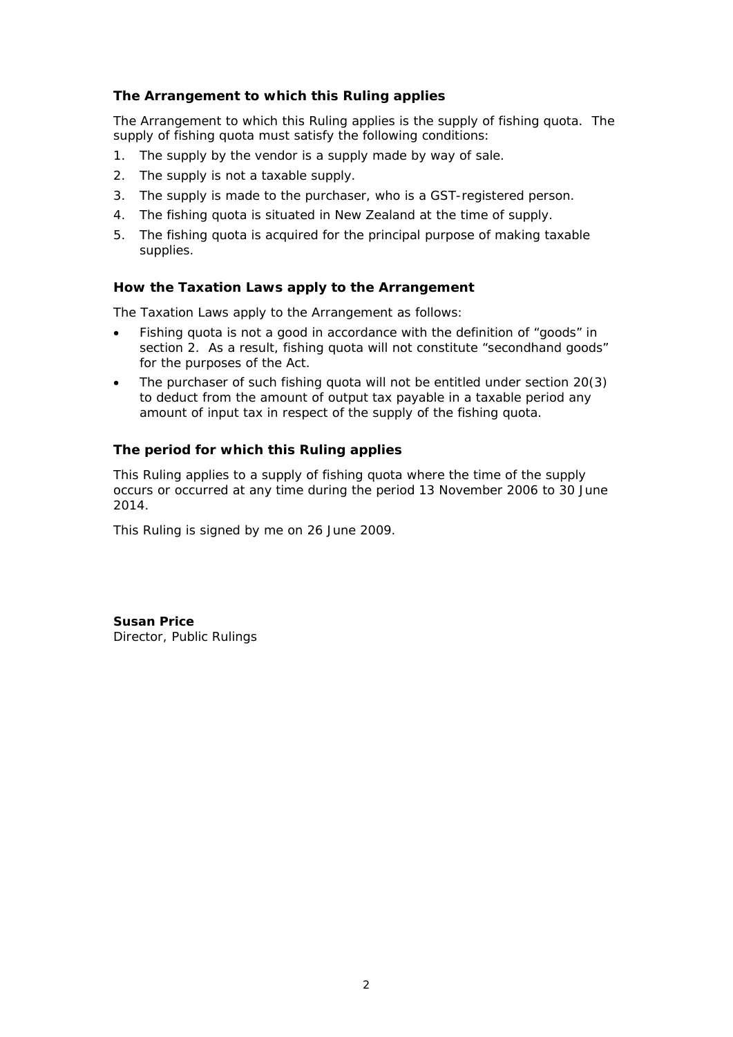### The Arrangement to which this Ruling applies

The Arrangement to which this Ruling applies is the supply of fishing quota. The supply of fishing quota must satisfy the following conditions:

1. The supply by the vendor is a supply made by way of sale.
2. The supply is not a taxable supply.
3. The supply is made to the purchaser, who is a GST-registered person.
4. The fishing quota is situated in New Zealand at the time of supply.
5. The fishing quota is acquired for the principal purpose of making taxable supplies.

### How the Taxation Laws apply to the Arrangement

The Taxation Laws apply to the Arrangement as follows:

- Fishing quota is not a good in accordance with the definition of "goods" in section 2. As a result, fishing quota will not constitute "secondhand goods" for the purposes of the Act.
- The purchaser of such fishing quota will not be entitled under section 20(3) to deduct from the amount of output tax payable in a taxable period any amount of input tax in respect of the supply of the fishing quota.

### The period for which this Ruling applies

This Ruling applies to a supply of fishing quota where the time of the supply occurs or occurred at any time during the period 13 November 2006 to 30 June 2014.

This Ruling is signed by me on 26 June 2009.

**Susan Price**
Director, Public Rulings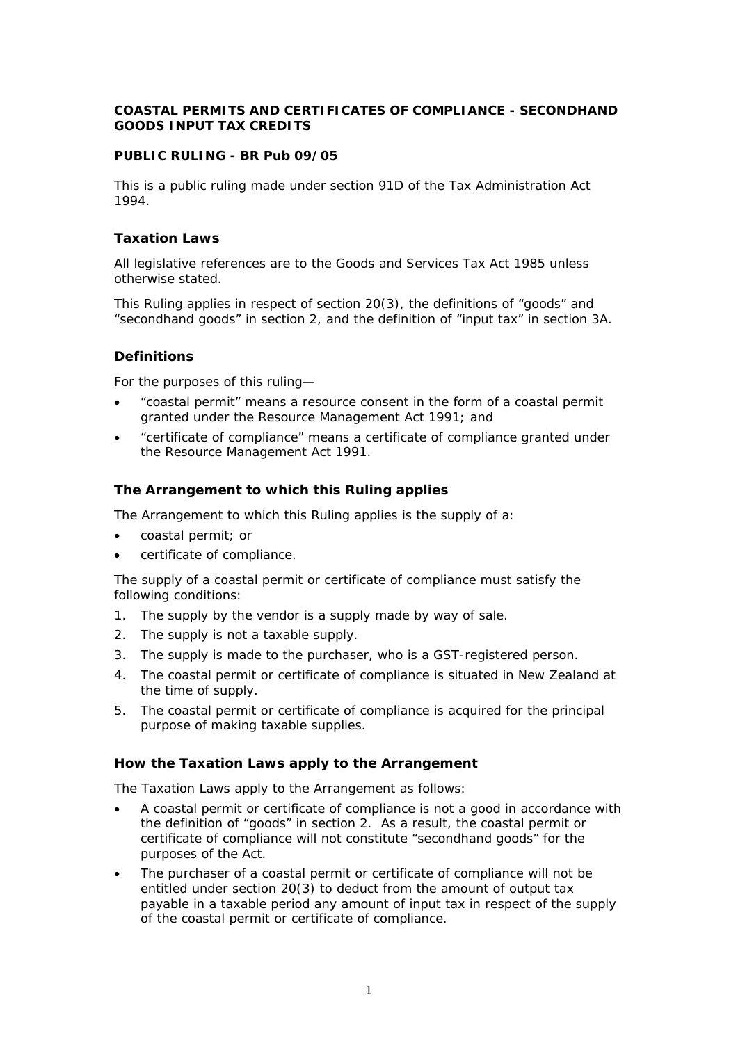**COASTAL PERMITS AND CERTIFICATES OF COMPLIANCE - SECONDHAND GOODS INPUT TAX CREDITS**

**PUBLIC RULING - BR Pub 09/05**

This is a public ruling made under section 91D of the Tax Administration Act 1994.

## Taxation Laws

All legislative references are to the Goods and Services Tax Act 1985 unless otherwise stated.

This Ruling applies in respect of section 20(3), the definitions of "goods" and "secondhand goods" in section 2, and the definition of "input tax" in section 3A.

## Definitions

For the purposes of this ruling—

- "coastal permit" means a resource consent in the form of a coastal permit granted under the Resource Management Act 1991; and
- "certificate of compliance" means a certificate of compliance granted under the Resource Management Act 1991.

## The Arrangement to which this Ruling applies

The Arrangement to which this Ruling applies is the supply of a:

- coastal permit; or
- certificate of compliance.

The supply of a coastal permit or certificate of compliance must satisfy the following conditions:

1. The supply by the vendor is a supply made by way of sale.
2. The supply is not a taxable supply.
3. The supply is made to the purchaser, who is a GST-registered person.
4. The coastal permit or certificate of compliance is situated in New Zealand at the time of supply.
5. The coastal permit or certificate of compliance is acquired for the principal purpose of making taxable supplies.

## How the Taxation Laws apply to the Arrangement

The Taxation Laws apply to the Arrangement as follows:

- A coastal permit or certificate of compliance is not a good in accordance with the definition of "goods" in section 2. As a result, the coastal permit or certificate of compliance will not constitute "secondhand goods" for the purposes of the Act.
- The purchaser of a coastal permit or certificate of compliance will not be entitled under section 20(3) to deduct from the amount of output tax payable in a taxable period any amount of input tax in respect of the supply of the coastal permit or certificate of compliance.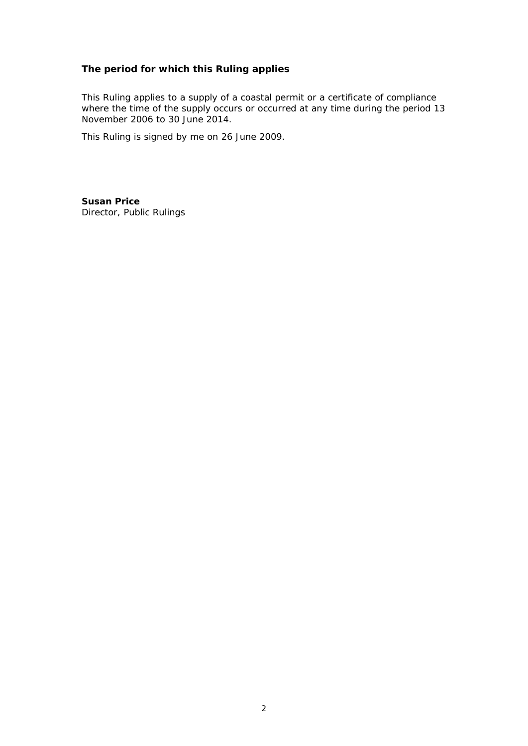### The period for which this Ruling applies

This Ruling applies to a supply of a coastal permit or a certificate of compliance where the time of the supply occurs or occurred at any time during the period 13 November 2006 to 30 June 2014.

This Ruling is signed by me on 26 June 2009.

**Susan Price**
Director, Public Rulings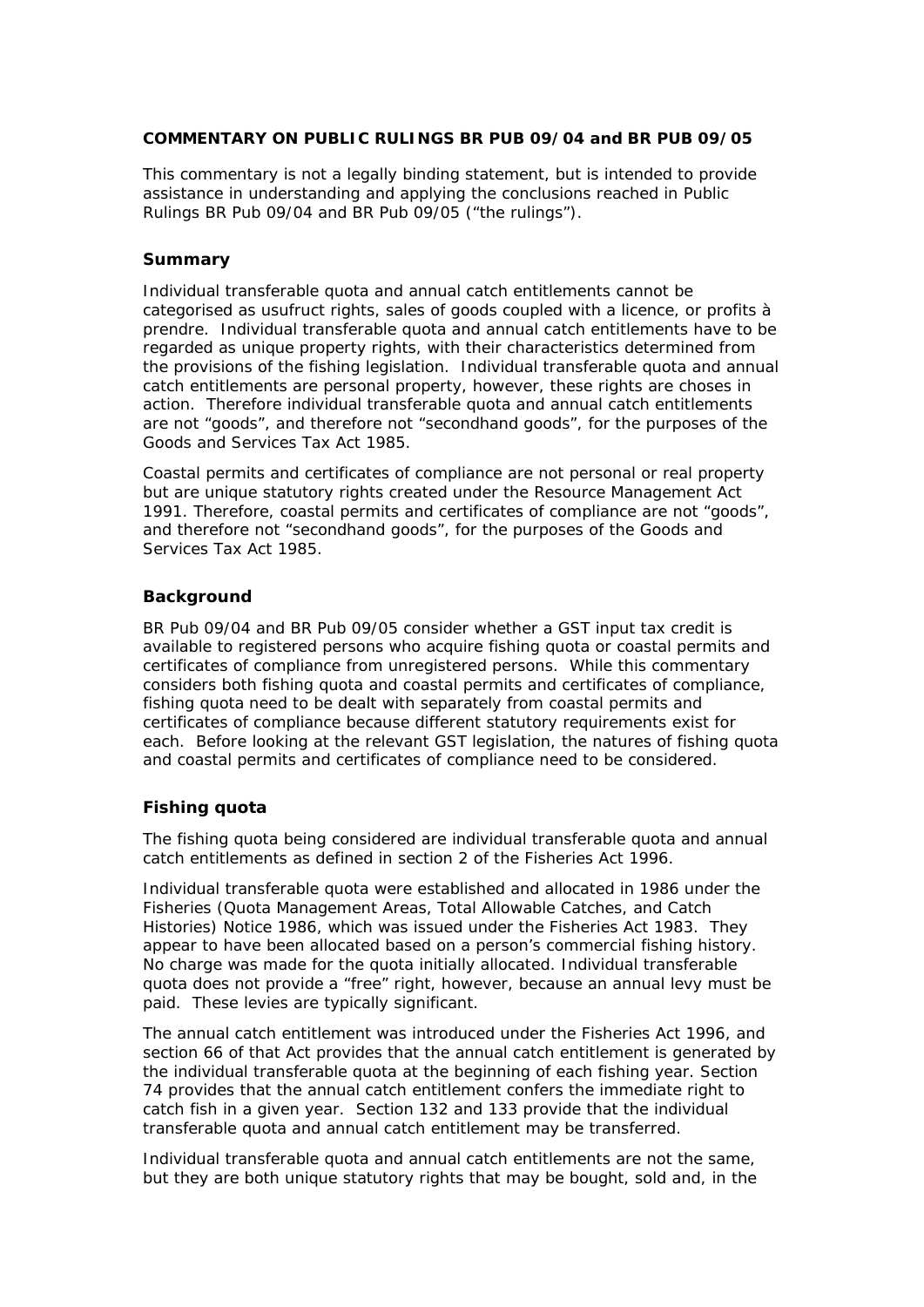**COMMENTARY ON PUBLIC RULINGS BR PUB 09/04 and BR PUB 09/05**

This commentary is not a legally binding statement, but is intended to provide assistance in understanding and applying the conclusions reached in Public Rulings BR Pub 09/04 and BR Pub 09/05 ("the rulings").

## Summary

Individual transferable quota and annual catch entitlements cannot be categorised as usufruct rights, sales of goods coupled with a licence, or profits à prendre. Individual transferable quota and annual catch entitlements have to be regarded as unique property rights, with their characteristics determined from the provisions of the fishing legislation. Individual transferable quota and annual catch entitlements are personal property, however, these rights are choses in action. Therefore individual transferable quota and annual catch entitlements are not "goods", and therefore not "secondhand goods", for the purposes of the Goods and Services Tax Act 1985.

Coastal permits and certificates of compliance are not personal or real property but are unique statutory rights created under the Resource Management Act 1991. Therefore, coastal permits and certificates of compliance are not "goods", and therefore not "secondhand goods", for the purposes of the Goods and Services Tax Act 1985.

## Background

BR Pub 09/04 and BR Pub 09/05 consider whether a GST input tax credit is available to registered persons who acquire fishing quota or coastal permits and certificates of compliance from unregistered persons. While this commentary considers both fishing quota and coastal permits and certificates of compliance, fishing quota need to be dealt with separately from coastal permits and certificates of compliance because different statutory requirements exist for each. Before looking at the relevant GST legislation, the natures of fishing quota and coastal permits and certificates of compliance need to be considered.

## Fishing quota

The fishing quota being considered are individual transferable quota and annual catch entitlements as defined in section 2 of the Fisheries Act 1996.

Individual transferable quota were established and allocated in 1986 under the Fisheries (Quota Management Areas, Total Allowable Catches, and Catch Histories) Notice 1986, which was issued under the Fisheries Act 1983. They appear to have been allocated based on a person's commercial fishing history. No charge was made for the quota initially allocated. Individual transferable quota does not provide a "free" right, however, because an annual levy must be paid. These levies are typically significant.

The annual catch entitlement was introduced under the Fisheries Act 1996, and section 66 of that Act provides that the annual catch entitlement is generated by the individual transferable quota at the beginning of each fishing year. Section 74 provides that the annual catch entitlement confers the immediate right to catch fish in a given year. Section 132 and 133 provide that the individual transferable quota and annual catch entitlement may be transferred.

Individual transferable quota and annual catch entitlements are not the same, but they are both unique statutory rights that may be bought, sold and, in the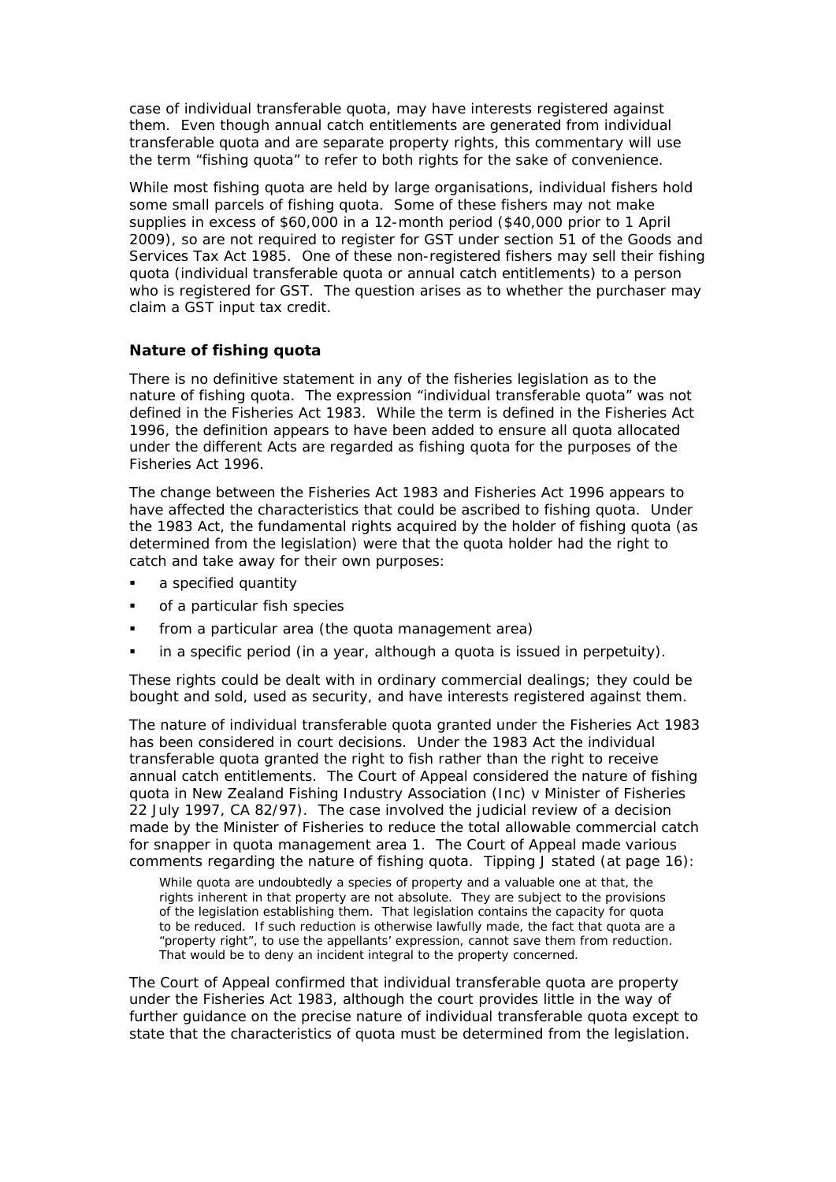case of individual transferable quota, may have interests registered against them. Even though annual catch entitlements are generated from individual transferable quota and are separate property rights, this commentary will use the term "fishing quota" to refer to both rights for the sake of convenience.

While most fishing quota are held by large organisations, individual fishers hold some small parcels of fishing quota. Some of these fishers may not make supplies in excess of $60,000 in a 12-month period ($40,000 prior to 1 April 2009), so are not required to register for GST under section 51 of the Goods and Services Tax Act 1985. One of these non-registered fishers may sell their fishing quota (individual transferable quota or annual catch entitlements) to a person who is registered for GST. The question arises as to whether the purchaser may claim a GST input tax credit.

### Nature of fishing quota

There is no definitive statement in any of the fisheries legislation as to the nature of fishing quota. The expression "individual transferable quota" was not defined in the Fisheries Act 1983. While the term is defined in the Fisheries Act 1996, the definition appears to have been added to ensure all quota allocated under the different Acts are regarded as fishing quota for the purposes of the Fisheries Act 1996.

The change between the Fisheries Act 1983 and Fisheries Act 1996 appears to have affected the characteristics that could be ascribed to fishing quota. Under the 1983 Act, the fundamental rights acquired by the holder of fishing quota (as determined from the legislation) were that the quota holder had the right to catch and take away for their own purposes:

- a specified quantity
- of a particular fish species
- from a particular area (the quota management area)
- in a specific period (in a year, although a quota is issued in perpetuity).

These rights could be dealt with in ordinary commercial dealings; they could be bought and sold, used as security, and have interests registered against them.

The nature of individual transferable quota granted under the Fisheries Act 1983 has been considered in court decisions. Under the 1983 Act the individual transferable quota granted the right to fish rather than the right to receive annual catch entitlements. The Court of Appeal considered the nature of fishing quota in New Zealand Fishing Industry Association (Inc) v Minister of Fisheries 22 July 1997, CA 82/97). The case involved the judicial review of a decision made by the Minister of Fisheries to reduce the total allowable commercial catch for snapper in quota management area 1. The Court of Appeal made various comments regarding the nature of fishing quota. Tipping J stated (at page 16):

> While quota are undoubtedly a species of property and a valuable one at that, the rights inherent in that property are not absolute. They are subject to the provisions of the legislation establishing them. That legislation contains the capacity for quota to be reduced. If such reduction is otherwise lawfully made, the fact that quota are a "property right", to use the appellants' expression, cannot save them from reduction. That would be to deny an incident integral to the property concerned.

The Court of Appeal confirmed that individual transferable quota are property under the Fisheries Act 1983, although the court provides little in the way of further guidance on the precise nature of individual transferable quota except to state that the characteristics of quota must be determined from the legislation.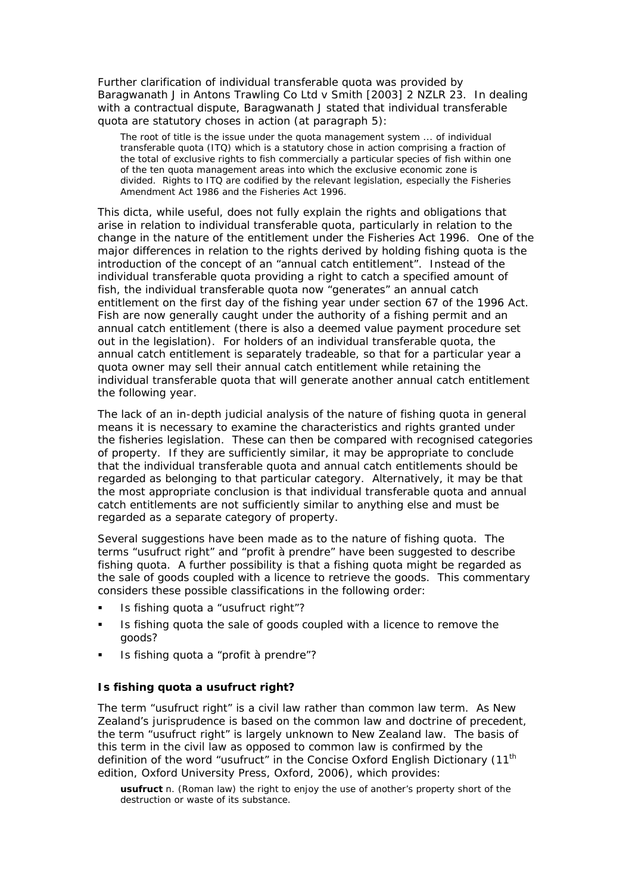Further clarification of individual transferable quota was provided by Baragwanath J in Antons Trawling Co Ltd v Smith [2003] 2 NZLR 23. In dealing with a contractual dispute, Baragwanath J stated that individual transferable quota are statutory choses in action (at paragraph 5):

> The root of title is the issue under the quota management system ... of individual transferable quota (ITQ) which is a statutory chose in action comprising a fraction of the total of exclusive rights to fish commercially a particular species of fish within one of the ten quota management areas into which the exclusive economic zone is divided. Rights to ITQ are codified by the relevant legislation, especially the Fisheries Amendment Act 1986 and the Fisheries Act 1996.

This dicta, while useful, does not fully explain the rights and obligations that arise in relation to individual transferable quota, particularly in relation to the change in the nature of the entitlement under the Fisheries Act 1996. One of the major differences in relation to the rights derived by holding fishing quota is the introduction of the concept of an "annual catch entitlement". Instead of the individual transferable quota providing a right to catch a specified amount of fish, the individual transferable quota now "generates" an annual catch entitlement on the first day of the fishing year under section 67 of the 1996 Act. Fish are now generally caught under the authority of a fishing permit and an annual catch entitlement (there is also a deemed value payment procedure set out in the legislation). For holders of an individual transferable quota, the annual catch entitlement is separately tradeable, so that for a particular year a quota owner may sell their annual catch entitlement while retaining the individual transferable quota that will generate another annual catch entitlement the following year.

The lack of an in-depth judicial analysis of the nature of fishing quota in general means it is necessary to examine the characteristics and rights granted under the fisheries legislation. These can then be compared with recognised categories of property. If they are sufficiently similar, it may be appropriate to conclude that the individual transferable quota and annual catch entitlements should be regarded as belonging to that particular category. Alternatively, it may be that the most appropriate conclusion is that individual transferable quota and annual catch entitlements are not sufficiently similar to anything else and must be regarded as a separate category of property.

Several suggestions have been made as to the nature of fishing quota. The terms "usufruct right" and "profit à prendre" have been suggested to describe fishing quota. A further possibility is that a fishing quota might be regarded as the sale of goods coupled with a licence to retrieve the goods. This commentary considers these possible classifications in the following order:

- Is fishing quota a "usufruct right"?
- Is fishing quota the sale of goods coupled with a licence to remove the goods?
- Is fishing quota a "profit à prendre"?

### Is fishing quota a usufruct right?

The term "usufruct right" is a civil law rather than common law term. As New Zealand's jurisprudence is based on the common law and doctrine of precedent, the term "usufruct right" is largely unknown to New Zealand law. The basis of this term in the civil law as opposed to common law is confirmed by the definition of the word "usufruct" in the Concise Oxford English Dictionary (11th edition, Oxford University Press, Oxford, 2006), which provides:

> **usufruct** n. (Roman law) the right to enjoy the use of another's property short of the destruction or waste of its substance.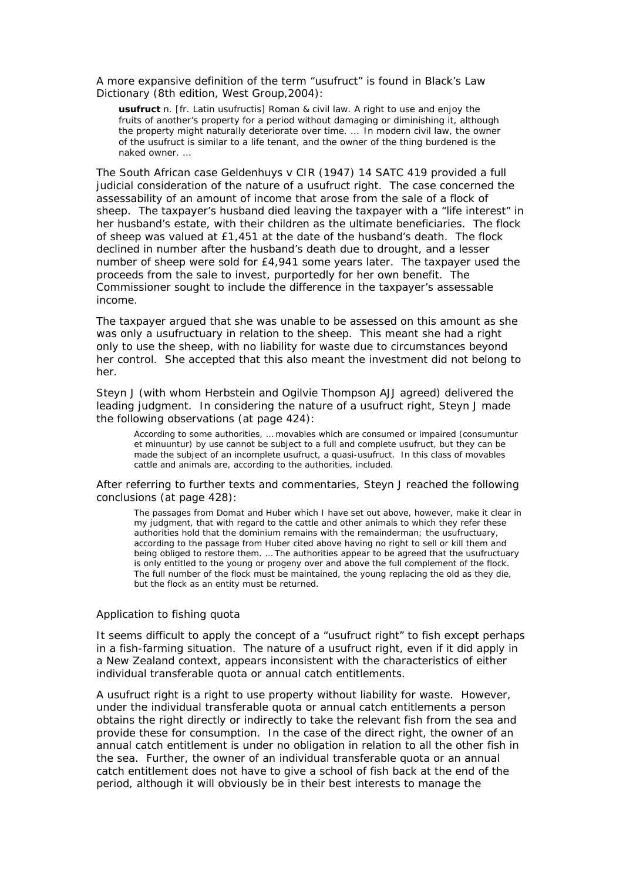A more expansive definition of the term "usufruct" is found in Black's Law Dictionary (8th edition, West Group,2004):

> **usufruct** n. [fr. Latin usufructis] Roman & civil law. A right to use and enjoy the fruits of another's property for a period without damaging or diminishing it, although the property might naturally deteriorate over time. ... In modern civil law, the owner of the usufruct is similar to a life tenant, and the owner of the thing burdened is the naked owner. ...

The South African case Geldenhuys v CIR (1947) 14 SATC 419 provided a full judicial consideration of the nature of a usufruct right. The case concerned the assessability of an amount of income that arose from the sale of a flock of sheep. The taxpayer's husband died leaving the taxpayer with a "life interest" in her husband's estate, with their children as the ultimate beneficiaries. The flock of sheep was valued at £1,451 at the date of the husband's death. The flock declined in number after the husband's death due to drought, and a lesser number of sheep were sold for £4,941 some years later. The taxpayer used the proceeds from the sale to invest, purportedly for her own benefit. The Commissioner sought to include the difference in the taxpayer's assessable income.

The taxpayer argued that she was unable to be assessed on this amount as she was only a usufructuary in relation to the sheep. This meant she had a right only to use the sheep, with no liability for waste due to circumstances beyond her control. She accepted that this also meant the investment did not belong to her.

Steyn J (with whom Herbstein and Ogilvie Thompson AJJ agreed) delivered the leading judgment. In considering the nature of a usufruct right, Steyn J made the following observations (at page 424):

> According to some authorities, ... movables which are consumed or impaired (consumuntur et minuuntur) by use cannot be subject to a full and complete usufruct, but they can be made the subject of an incomplete usufruct, a quasi-usufruct. In this class of movables cattle and animals are, according to the authorities, included.

After referring to further texts and commentaries, Steyn J reached the following conclusions (at page 428):

> The passages from Domat and Huber which I have set out above, however, make it clear in my judgment, that with regard to the cattle and other animals to which they refer these authorities hold that the dominium remains with the remainderman; the usufructuary, according to the passage from Huber cited above having no right to sell or kill them and being obliged to restore them. ... The authorities appear to be agreed that the usufructuary is only entitled to the young or progeny over and above the full complement of the flock. The full number of the flock must be maintained, the young replacing the old as they die, but the flock as an entity must be returned.

### Application to fishing quota

It seems difficult to apply the concept of a "usufruct right" to fish except perhaps in a fish-farming situation. The nature of a usufruct right, even if it did apply in a New Zealand context, appears inconsistent with the characteristics of either individual transferable quota or annual catch entitlements.

A usufruct right is a right to use property without liability for waste. However, under the individual transferable quota or annual catch entitlements a person obtains the right directly or indirectly to take the relevant fish from the sea and provide these for consumption. In the case of the direct right, the owner of an annual catch entitlement is under no obligation in relation to all the other fish in the sea. Further, the owner of an individual transferable quota or an annual catch entitlement does not have to give a school of fish back at the end of the period, although it will obviously be in their best interests to manage the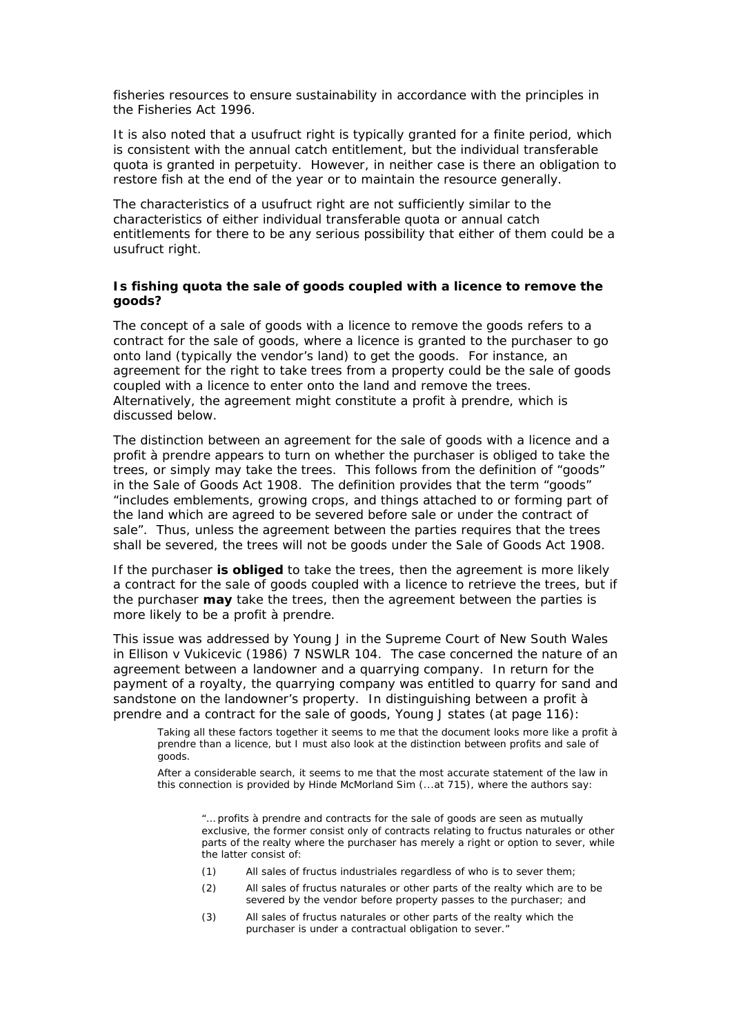fisheries resources to ensure sustainability in accordance with the principles in the Fisheries Act 1996.

It is also noted that a usufruct right is typically granted for a finite period, which is consistent with the annual catch entitlement, but the individual transferable quota is granted in perpetuity. However, in neither case is there an obligation to restore fish at the end of the year or to maintain the resource generally.

The characteristics of a usufruct right are not sufficiently similar to the characteristics of either individual transferable quota or annual catch entitlements for there to be any serious possibility that either of them could be a usufruct right.

### Is fishing quota the sale of goods coupled with a licence to remove the goods?

The concept of a sale of goods with a licence to remove the goods refers to a contract for the sale of goods, where a licence is granted to the purchaser to go onto land (typically the vendor's land) to get the goods. For instance, an agreement for the right to take trees from a property could be the sale of goods coupled with a licence to enter onto the land and remove the trees. Alternatively, the agreement might constitute a profit à prendre, which is discussed below.

The distinction between an agreement for the sale of goods with a licence and a profit à prendre appears to turn on whether the purchaser is obliged to take the trees, or simply may take the trees. This follows from the definition of "goods" in the Sale of Goods Act 1908. The definition provides that the term "goods" "includes emblements, growing crops, and things attached to or forming part of the land which are agreed to be severed before sale or under the contract of sale". Thus, unless the agreement between the parties requires that the trees shall be severed, the trees will not be goods under the Sale of Goods Act 1908.

If the purchaser **is obliged** to take the trees, then the agreement is more likely a contract for the sale of goods coupled with a licence to retrieve the trees, but if the purchaser **may** take the trees, then the agreement between the parties is more likely to be a profit à prendre.

This issue was addressed by Young J in the Supreme Court of New South Wales in Ellison v Vukicevic (1986) 7 NSWLR 104. The case concerned the nature of an agreement between a landowner and a quarrying company. In return for the payment of a royalty, the quarrying company was entitled to quarry for sand and sandstone on the landowner's property. In distinguishing between a profit à prendre and a contract for the sale of goods, Young J states (at page 116):

> Taking all these factors together it seems to me that the document looks more like a profit à prendre than a licence, but I must also look at the distinction between profits and sale of goods.
>
> After a considerable search, it seems to me that the most accurate statement of the law in this connection is provided by Hinde McMorland Sim (...at 715), where the authors say:
>
> > "... profits à prendre and contracts for the sale of goods are seen as mutually exclusive, the former consist only of contracts relating to fructus naturales or other parts of the realty where the purchaser has merely a right or option to sever, while the latter consist of:
> >
> > (1) All sales of fructus industriales regardless of who is to sever them;
> >
> > (2) All sales of fructus naturales or other parts of the realty which are to be severed by the vendor before property passes to the purchaser; and
> >
> > (3) All sales of fructus naturales or other parts of the realty which the purchaser is under a contractual obligation to sever."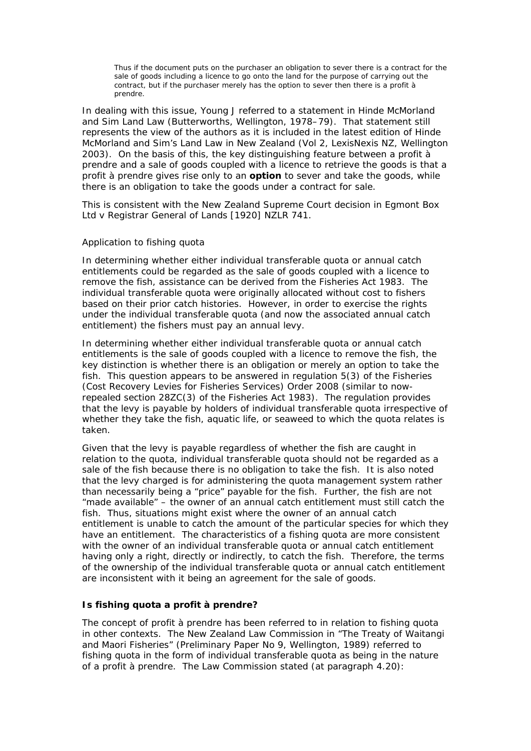> Thus if the document puts on the purchaser an obligation to sever there is a contract for the sale of goods including a licence to go onto the land for the purpose of carrying out the contract, but if the purchaser merely has the option to sever then there is a profit à prendre.

In dealing with this issue, Young J referred to a statement in Hinde McMorland and Sim Land Law (Butterworths, Wellington, 1978–79). That statement still represents the view of the authors as it is included in the latest edition of Hinde McMorland and Sim's Land Law in New Zealand (Vol 2, LexisNexis NZ, Wellington 2003). On the basis of this, the key distinguishing feature between a profit à prendre and a sale of goods coupled with a licence to retrieve the goods is that a profit à prendre gives rise only to an **option** to sever and take the goods, while there is an obligation to take the goods under a contract for sale.

This is consistent with the New Zealand Supreme Court decision in Egmont Box Ltd v Registrar General of Lands [1920] NZLR 741.

Application to fishing quota

In determining whether either individual transferable quota or annual catch entitlements could be regarded as the sale of goods coupled with a licence to remove the fish, assistance can be derived from the Fisheries Act 1983. The individual transferable quota were originally allocated without cost to fishers based on their prior catch histories. However, in order to exercise the rights under the individual transferable quota (and now the associated annual catch entitlement) the fishers must pay an annual levy.

In determining whether either individual transferable quota or annual catch entitlements is the sale of goods coupled with a licence to remove the fish, the key distinction is whether there is an obligation or merely an option to take the fish. This question appears to be answered in regulation 5(3) of the Fisheries (Cost Recovery Levies for Fisheries Services) Order 2008 (similar to now-repealed section 28ZC(3) of the Fisheries Act 1983). The regulation provides that the levy is payable by holders of individual transferable quota irrespective of whether they take the fish, aquatic life, or seaweed to which the quota relates is taken.

Given that the levy is payable regardless of whether the fish are caught in relation to the quota, individual transferable quota should not be regarded as a sale of the fish because there is no obligation to take the fish. It is also noted that the levy charged is for administering the quota management system rather than necessarily being a "price" payable for the fish. Further, the fish are not "made available" – the owner of an annual catch entitlement must still catch the fish. Thus, situations might exist where the owner of an annual catch entitlement is unable to catch the amount of the particular species for which they have an entitlement. The characteristics of a fishing quota are more consistent with the owner of an individual transferable quota or annual catch entitlement having only a right, directly or indirectly, to catch the fish. Therefore, the terms of the ownership of the individual transferable quota or annual catch entitlement are inconsistent with it being an agreement for the sale of goods.

**Is fishing quota a profit à prendre?**

The concept of profit à prendre has been referred to in relation to fishing quota in other contexts. The New Zealand Law Commission in "The Treaty of Waitangi and Maori Fisheries" (Preliminary Paper No 9, Wellington, 1989) referred to fishing quota in the form of individual transferable quota as being in the nature of a profit à prendre. The Law Commission stated (at paragraph 4.20):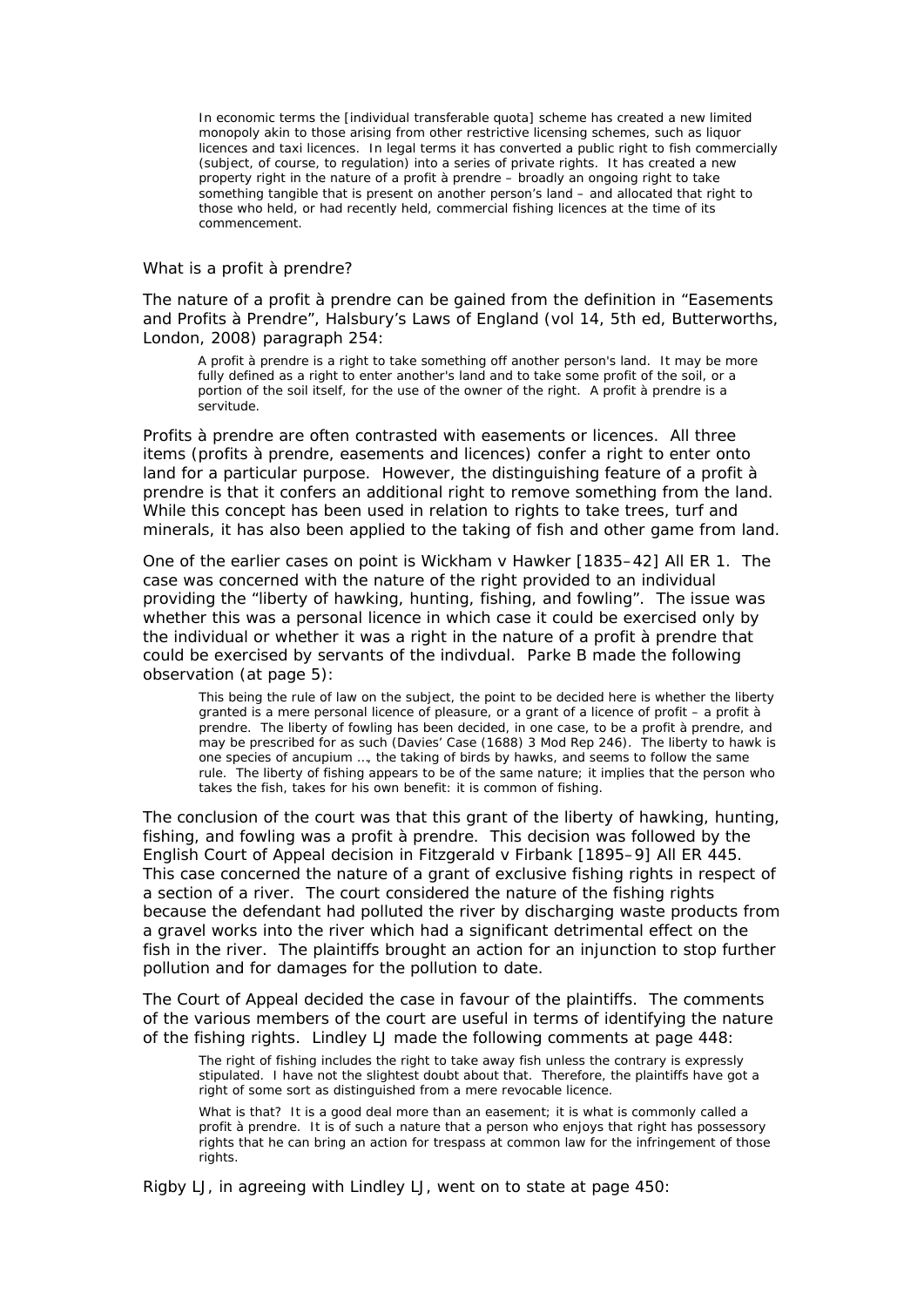> In economic terms the [individual transferable quota] scheme has created a new limited monopoly akin to those arising from other restrictive licensing schemes, such as liquor licences and taxi licences. In legal terms it has converted a public right to fish commercially (subject, of course, to regulation) into a series of private rights. It has created a new property right in the nature of a profit à prendre – broadly an ongoing right to take something tangible that is present on another person's land – and allocated that right to those who held, or had recently held, commercial fishing licences at the time of its commencement.

What is a profit à prendre?

The nature of a profit à prendre can be gained from the definition in "Easements and Profits à Prendre", Halsbury's Laws of England (vol 14, 5th ed, Butterworths, London, 2008) paragraph 254:

> A profit à prendre is a right to take something off another person's land. It may be more fully defined as a right to enter another's land and to take some profit of the soil, or a portion of the soil itself, for the use of the owner of the right. A profit à prendre is a servitude.

Profits à prendre are often contrasted with easements or licences. All three items (profits à prendre, easements and licences) confer a right to enter onto land for a particular purpose. However, the distinguishing feature of a profit à prendre is that it confers an additional right to remove something from the land. While this concept has been used in relation to rights to take trees, turf and minerals, it has also been applied to the taking of fish and other game from land.

One of the earlier cases on point is Wickham v Hawker [1835–42] All ER 1. The case was concerned with the nature of the right provided to an individual providing the "liberty of hawking, hunting, fishing, and fowling". The issue was whether this was a personal licence in which case it could be exercised only by the individual or whether it was a right in the nature of a profit à prendre that could be exercised by servants of the indivdual. Parke B made the following observation (at page 5):

> This being the rule of law on the subject, the point to be decided here is whether the liberty granted is a mere personal licence of pleasure, or a grant of a licence of profit – a profit à prendre. The liberty of fowling has been decided, in one case, to be a profit à prendre, and may be prescribed for as such (Davies' Case (1688) 3 Mod Rep 246). The liberty to hawk is one species of ancupium …, the taking of birds by hawks, and seems to follow the same rule. The liberty of fishing appears to be of the same nature; it implies that the person who takes the fish, takes for his own benefit: it is common of fishing.

The conclusion of the court was that this grant of the liberty of hawking, hunting, fishing, and fowling was a profit à prendre. This decision was followed by the English Court of Appeal decision in Fitzgerald v Firbank [1895–9] All ER 445. This case concerned the nature of a grant of exclusive fishing rights in respect of a section of a river. The court considered the nature of the fishing rights because the defendant had polluted the river by discharging waste products from a gravel works into the river which had a significant detrimental effect on the fish in the river. The plaintiffs brought an action for an injunction to stop further pollution and for damages for the pollution to date.

The Court of Appeal decided the case in favour of the plaintiffs. The comments of the various members of the court are useful in terms of identifying the nature of the fishing rights. Lindley LJ made the following comments at page 448:

> The right of fishing includes the right to take away fish unless the contrary is expressly stipulated. I have not the slightest doubt about that. Therefore, the plaintiffs have got a right of some sort as distinguished from a mere revocable licence.
>
> What is that? It is a good deal more than an easement; it is what is commonly called a profit à prendre. It is of such a nature that a person who enjoys that right has possessory rights that he can bring an action for trespass at common law for the infringement of those rights.

Rigby LJ, in agreeing with Lindley LJ, went on to state at page 450: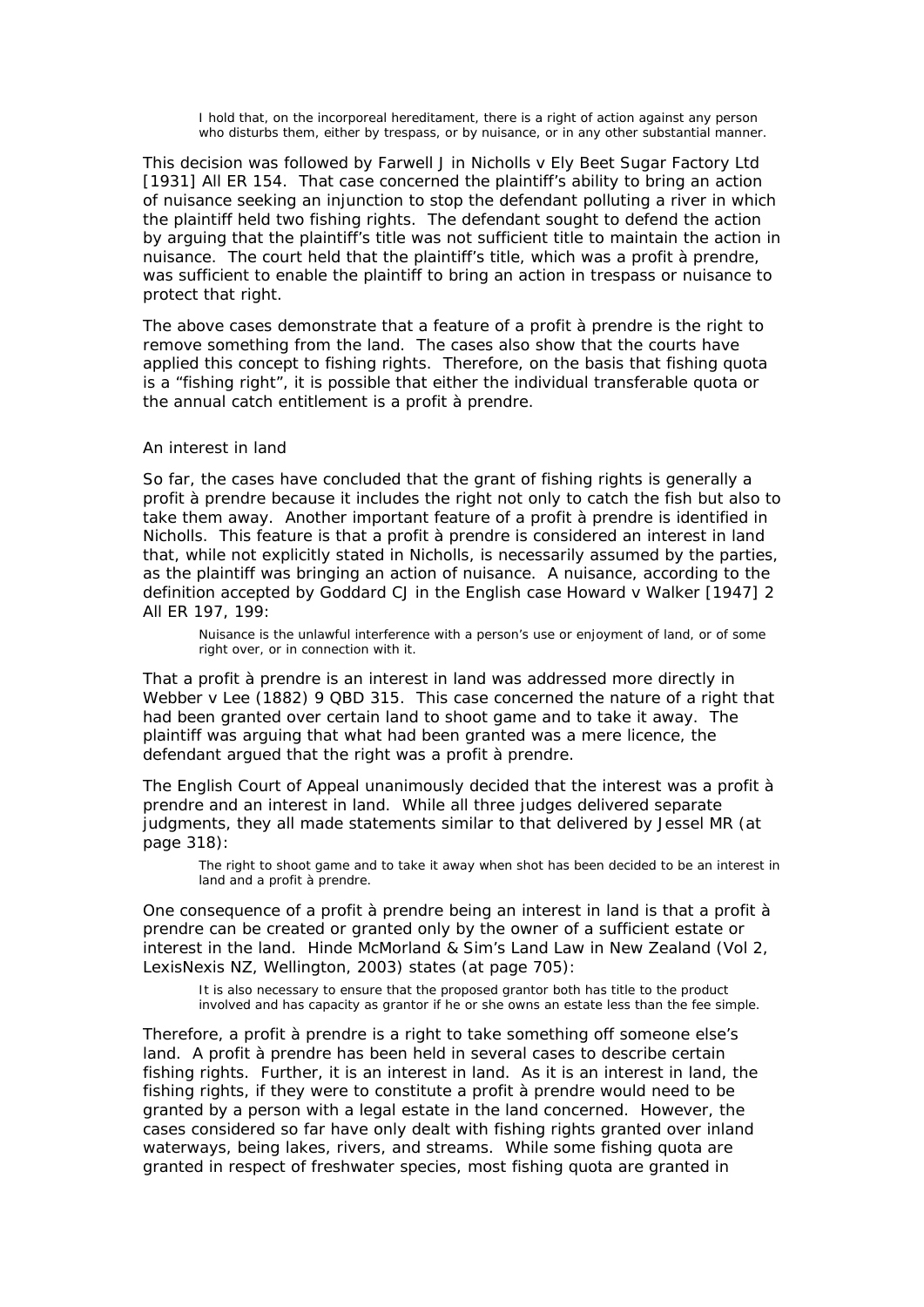> I hold that, on the incorporeal hereditament, there is a right of action against any person who disturbs them, either by trespass, or by nuisance, or in any other substantial manner.

This decision was followed by Farwell J in Nicholls v Ely Beet Sugar Factory Ltd [1931] All ER 154. That case concerned the plaintiff's ability to bring an action of nuisance seeking an injunction to stop the defendant polluting a river in which the plaintiff held two fishing rights. The defendant sought to defend the action by arguing that the plaintiff's title was not sufficient title to maintain the action in nuisance. The court held that the plaintiff's title, which was a profit à prendre, was sufficient to enable the plaintiff to bring an action in trespass or nuisance to protect that right.

The above cases demonstrate that a feature of a profit à prendre is the right to remove something from the land. The cases also show that the courts have applied this concept to fishing rights. Therefore, on the basis that fishing quota is a "fishing right", it is possible that either the individual transferable quota or the annual catch entitlement is a profit à prendre.

### An interest in land

So far, the cases have concluded that the grant of fishing rights is generally a profit à prendre because it includes the right not only to catch the fish but also to take them away. Another important feature of a profit à prendre is identified in Nicholls. This feature is that a profit à prendre is considered an interest in land that, while not explicitly stated in Nicholls, is necessarily assumed by the parties, as the plaintiff was bringing an action of nuisance. A nuisance, according to the definition accepted by Goddard CJ in the English case Howard v Walker [1947] 2 All ER 197, 199:

> Nuisance is the unlawful interference with a person's use or enjoyment of land, or of some right over, or in connection with it.

That a profit à prendre is an interest in land was addressed more directly in Webber v Lee (1882) 9 QBD 315. This case concerned the nature of a right that had been granted over certain land to shoot game and to take it away. The plaintiff was arguing that what had been granted was a mere licence, the defendant argued that the right was a profit à prendre.

The English Court of Appeal unanimously decided that the interest was a profit à prendre and an interest in land. While all three judges delivered separate judgments, they all made statements similar to that delivered by Jessel MR (at page 318):

> The right to shoot game and to take it away when shot has been decided to be an interest in land and a profit à prendre.

One consequence of a profit à prendre being an interest in land is that a profit à prendre can be created or granted only by the owner of a sufficient estate or interest in the land. Hinde McMorland & Sim's Land Law in New Zealand (Vol 2, LexisNexis NZ, Wellington, 2003) states (at page 705):

> It is also necessary to ensure that the proposed grantor both has title to the product involved and has capacity as grantor if he or she owns an estate less than the fee simple.

Therefore, a profit à prendre is a right to take something off someone else's land. A profit à prendre has been held in several cases to describe certain fishing rights. Further, it is an interest in land. As it is an interest in land, the fishing rights, if they were to constitute a profit à prendre would need to be granted by a person with a legal estate in the land concerned. However, the cases considered so far have only dealt with fishing rights granted over inland waterways, being lakes, rivers, and streams. While some fishing quota are granted in respect of freshwater species, most fishing quota are granted in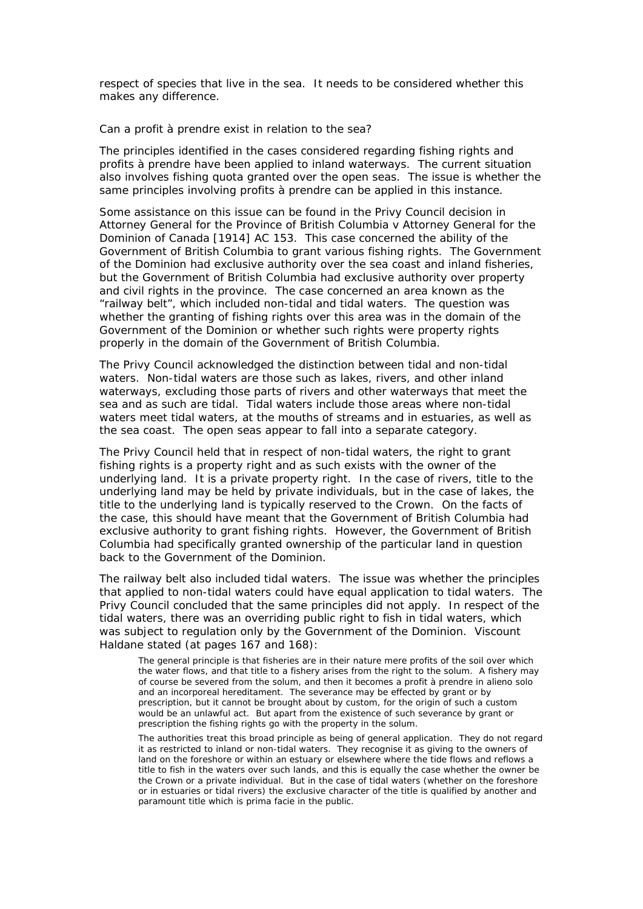respect of species that live in the sea. It needs to be considered whether this makes any difference.

*Can a profit à prendre exist in relation to the sea?*

The principles identified in the cases considered regarding fishing rights and profits à prendre have been applied to inland waterways. The current situation also involves fishing quota granted over the open seas. The issue is whether the same principles involving profits à prendre can be applied in this instance.

Some assistance on this issue can be found in the Privy Council decision in Attorney General for the Province of British Columbia v Attorney General for the Dominion of Canada [1914] AC 153. This case concerned the ability of the Government of British Columbia to grant various fishing rights. The Government of the Dominion had exclusive authority over the sea coast and inland fisheries, but the Government of British Columbia had exclusive authority over property and civil rights in the province. The case concerned an area known as the "railway belt", which included non-tidal and tidal waters. The question was whether the granting of fishing rights over this area was in the domain of the Government of the Dominion or whether such rights were property rights properly in the domain of the Government of British Columbia.

The Privy Council acknowledged the distinction between tidal and non-tidal waters. Non-tidal waters are those such as lakes, rivers, and other inland waterways, excluding those parts of rivers and other waterways that meet the sea and as such are tidal. Tidal waters include those areas where non-tidal waters meet tidal waters, at the mouths of streams and in estuaries, as well as the sea coast. The open seas appear to fall into a separate category.

The Privy Council held that in respect of non-tidal waters, the right to grant fishing rights is a property right and as such exists with the owner of the underlying land. It is a private property right. In the case of rivers, title to the underlying land may be held by private individuals, but in the case of lakes, the title to the underlying land is typically reserved to the Crown. On the facts of the case, this should have meant that the Government of British Columbia had exclusive authority to grant fishing rights. However, the Government of British Columbia had specifically granted ownership of the particular land in question back to the Government of the Dominion.

The railway belt also included tidal waters. The issue was whether the principles that applied to non-tidal waters could have equal application to tidal waters. The Privy Council concluded that the same principles did not apply. In respect of the tidal waters, there was an overriding public right to fish in tidal waters, which was subject to regulation only by the Government of the Dominion. Viscount Haldane stated (at pages 167 and 168):

> The general principle is that fisheries are in their nature mere profits of the soil over which the water flows, and that title to a fishery arises from the right to the solum. A fishery may of course be severed from the solum, and then it becomes a profit à prendre in alieno solo and an incorporeal hereditament. The severance may be effected by grant or by prescription, but it cannot be brought about by custom, for the origin of such a custom would be an unlawful act. But apart from the existence of such severance by grant or prescription the fishing rights go with the property in the solum.
>
> The authorities treat this broad principle as being of general application. They do not regard it as restricted to inland or non-tidal waters. They recognise it as giving to the owners of land on the foreshore or within an estuary or elsewhere where the tide flows and reflows a title to fish in the waters over such lands, and this is equally the case whether the owner be the Crown or a private individual. But in the case of tidal waters (whether on the foreshore or in estuaries or tidal rivers) the exclusive character of the title is qualified by another and paramount title which is prima facie in the public.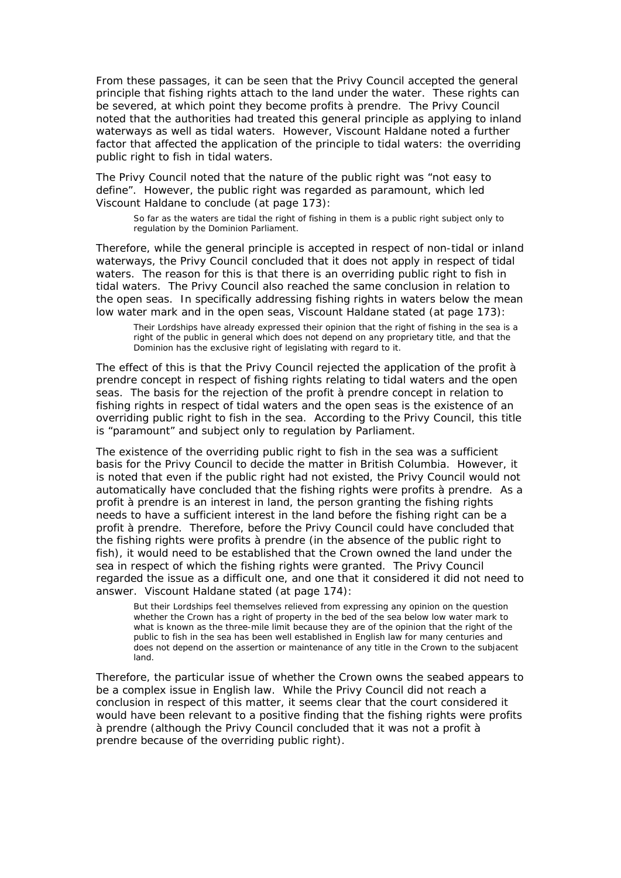From these passages, it can be seen that the Privy Council accepted the general principle that fishing rights attach to the land under the water. These rights can be severed, at which point they become profits à prendre. The Privy Council noted that the authorities had treated this general principle as applying to inland waterways as well as tidal waters. However, Viscount Haldane noted a further factor that affected the application of the principle to tidal waters: the overriding public right to fish in tidal waters.

The Privy Council noted that the nature of the public right was "not easy to define". However, the public right was regarded as paramount, which led Viscount Haldane to conclude (at page 173):

> So far as the waters are tidal the right of fishing in them is a public right subject only to regulation by the Dominion Parliament.

Therefore, while the general principle is accepted in respect of non-tidal or inland waterways, the Privy Council concluded that it does not apply in respect of tidal waters. The reason for this is that there is an overriding public right to fish in tidal waters. The Privy Council also reached the same conclusion in relation to the open seas. In specifically addressing fishing rights in waters below the mean low water mark and in the open seas, Viscount Haldane stated (at page 173):

> Their Lordships have already expressed their opinion that the right of fishing in the sea is a right of the public in general which does not depend on any proprietary title, and that the Dominion has the exclusive right of legislating with regard to it.

The effect of this is that the Privy Council rejected the application of the profit à prendre concept in respect of fishing rights relating to tidal waters and the open seas. The basis for the rejection of the profit à prendre concept in relation to fishing rights in respect of tidal waters and the open seas is the existence of an overriding public right to fish in the sea. According to the Privy Council, this title is "paramount" and subject only to regulation by Parliament.

The existence of the overriding public right to fish in the sea was a sufficient basis for the Privy Council to decide the matter in British Columbia. However, it is noted that even if the public right had not existed, the Privy Council would not automatically have concluded that the fishing rights were profits à prendre. As a profit à prendre is an interest in land, the person granting the fishing rights needs to have a sufficient interest in the land before the fishing right can be a profit à prendre. Therefore, before the Privy Council could have concluded that the fishing rights were profits à prendre (in the absence of the public right to fish), it would need to be established that the Crown owned the land under the sea in respect of which the fishing rights were granted. The Privy Council regarded the issue as a difficult one, and one that it considered it did not need to answer. Viscount Haldane stated (at page 174):

> But their Lordships feel themselves relieved from expressing any opinion on the question whether the Crown has a right of property in the bed of the sea below low water mark to what is known as the three-mile limit because they are of the opinion that the right of the public to fish in the sea has been well established in English law for many centuries and does not depend on the assertion or maintenance of any title in the Crown to the subjacent land.

Therefore, the particular issue of whether the Crown owns the seabed appears to be a complex issue in English law. While the Privy Council did not reach a conclusion in respect of this matter, it seems clear that the court considered it would have been relevant to a positive finding that the fishing rights were profits à prendre (although the Privy Council concluded that it was not a profit à prendre because of the overriding public right).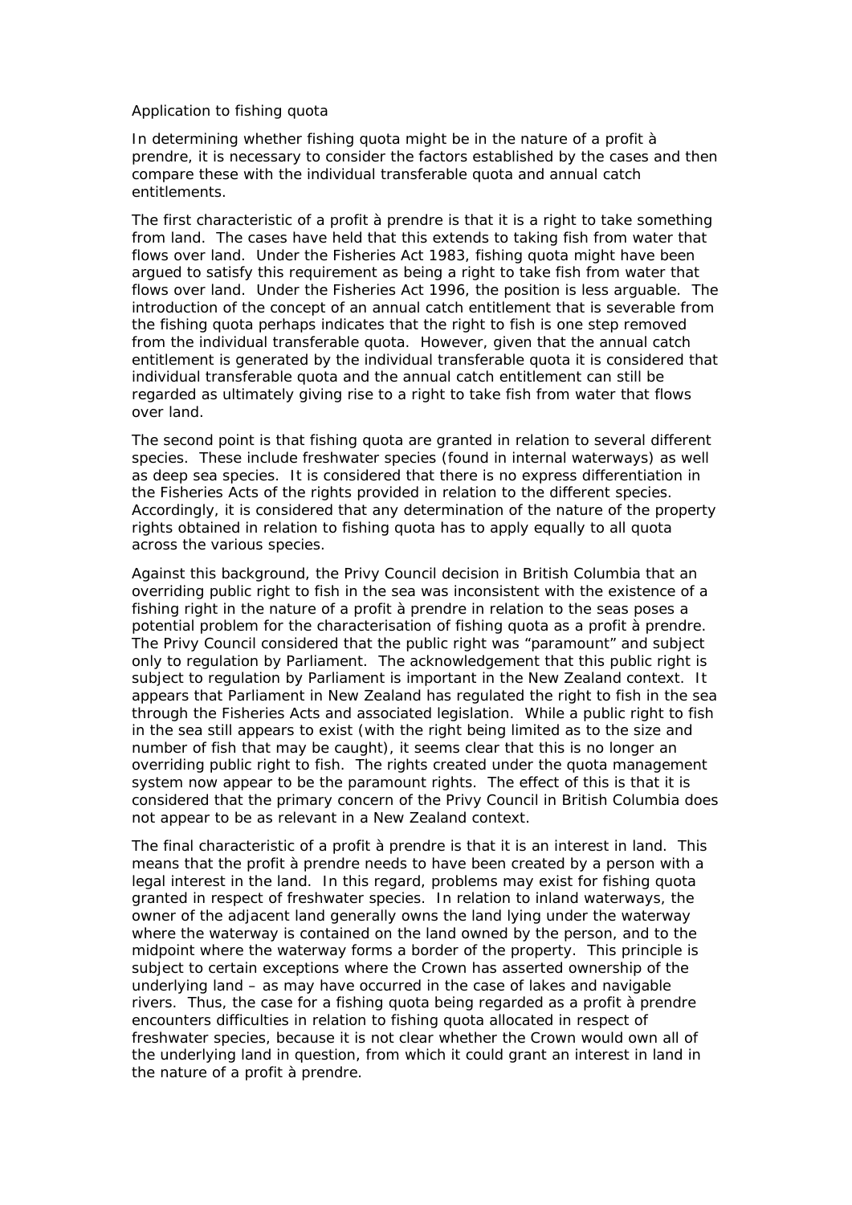### Application to fishing quota

In determining whether fishing quota might be in the nature of a profit à prendre, it is necessary to consider the factors established by the cases and then compare these with the individual transferable quota and annual catch entitlements.

The first characteristic of a profit à prendre is that it is a right to take something from land. The cases have held that this extends to taking fish from water that flows over land. Under the Fisheries Act 1983, fishing quota might have been argued to satisfy this requirement as being a right to take fish from water that flows over land. Under the Fisheries Act 1996, the position is less arguable. The introduction of the concept of an annual catch entitlement that is severable from the fishing quota perhaps indicates that the right to fish is one step removed from the individual transferable quota. However, given that the annual catch entitlement is generated by the individual transferable quota it is considered that individual transferable quota and the annual catch entitlement can still be regarded as ultimately giving rise to a right to take fish from water that flows over land.

The second point is that fishing quota are granted in relation to several different species. These include freshwater species (found in internal waterways) as well as deep sea species. It is considered that there is no express differentiation in the Fisheries Acts of the rights provided in relation to the different species. Accordingly, it is considered that any determination of the nature of the property rights obtained in relation to fishing quota has to apply equally to all quota across the various species.

Against this background, the Privy Council decision in British Columbia that an overriding public right to fish in the sea was inconsistent with the existence of a fishing right in the nature of a profit à prendre in relation to the seas poses a potential problem for the characterisation of fishing quota as a profit à prendre. The Privy Council considered that the public right was "paramount" and subject only to regulation by Parliament. The acknowledgement that this public right is subject to regulation by Parliament is important in the New Zealand context. It appears that Parliament in New Zealand has regulated the right to fish in the sea through the Fisheries Acts and associated legislation. While a public right to fish in the sea still appears to exist (with the right being limited as to the size and number of fish that may be caught), it seems clear that this is no longer an overriding public right to fish. The rights created under the quota management system now appear to be the paramount rights. The effect of this is that it is considered that the primary concern of the Privy Council in British Columbia does not appear to be as relevant in a New Zealand context.

The final characteristic of a profit à prendre is that it is an interest in land. This means that the profit à prendre needs to have been created by a person with a legal interest in the land. In this regard, problems may exist for fishing quota granted in respect of freshwater species. In relation to inland waterways, the owner of the adjacent land generally owns the land lying under the waterway where the waterway is contained on the land owned by the person, and to the midpoint where the waterway forms a border of the property. This principle is subject to certain exceptions where the Crown has asserted ownership of the underlying land – as may have occurred in the case of lakes and navigable rivers. Thus, the case for a fishing quota being regarded as a profit à prendre encounters difficulties in relation to fishing quota allocated in respect of freshwater species, because it is not clear whether the Crown would own all of the underlying land in question, from which it could grant an interest in land in the nature of a profit à prendre.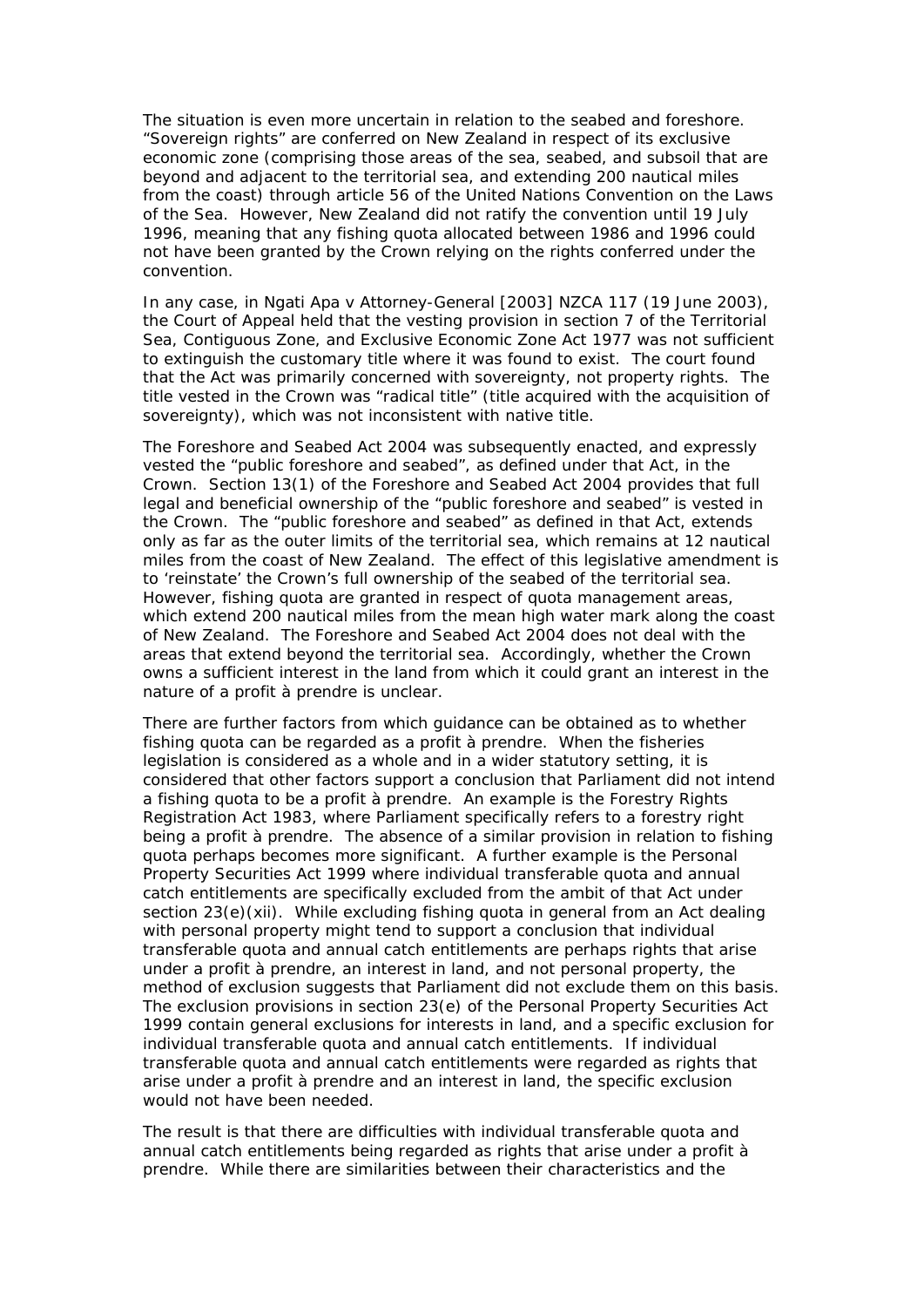The situation is even more uncertain in relation to the seabed and foreshore. "Sovereign rights" are conferred on New Zealand in respect of its exclusive economic zone (comprising those areas of the sea, seabed, and subsoil that are beyond and adjacent to the territorial sea, and extending 200 nautical miles from the coast) through article 56 of the United Nations Convention on the Laws of the Sea. However, New Zealand did not ratify the convention until 19 July 1996, meaning that any fishing quota allocated between 1986 and 1996 could not have been granted by the Crown relying on the rights conferred under the convention.

In any case, in Ngati Apa v Attorney-General [2003] NZCA 117 (19 June 2003), the Court of Appeal held that the vesting provision in section 7 of the Territorial Sea, Contiguous Zone, and Exclusive Economic Zone Act 1977 was not sufficient to extinguish the customary title where it was found to exist. The court found that the Act was primarily concerned with sovereignty, not property rights. The title vested in the Crown was "radical title" (title acquired with the acquisition of sovereignty), which was not inconsistent with native title.

The Foreshore and Seabed Act 2004 was subsequently enacted, and expressly vested the "public foreshore and seabed", as defined under that Act, in the Crown. Section 13(1) of the Foreshore and Seabed Act 2004 provides that full legal and beneficial ownership of the "public foreshore and seabed" is vested in the Crown. The "public foreshore and seabed" as defined in that Act, extends only as far as the outer limits of the territorial sea, which remains at 12 nautical miles from the coast of New Zealand. The effect of this legislative amendment is to 'reinstate' the Crown's full ownership of the seabed of the territorial sea. However, fishing quota are granted in respect of quota management areas, which extend 200 nautical miles from the mean high water mark along the coast of New Zealand. The Foreshore and Seabed Act 2004 does not deal with the areas that extend beyond the territorial sea. Accordingly, whether the Crown owns a sufficient interest in the land from which it could grant an interest in the nature of a profit à prendre is unclear.

There are further factors from which guidance can be obtained as to whether fishing quota can be regarded as a profit à prendre. When the fisheries legislation is considered as a whole and in a wider statutory setting, it is considered that other factors support a conclusion that Parliament did not intend a fishing quota to be a profit à prendre. An example is the Forestry Rights Registration Act 1983, where Parliament specifically refers to a forestry right being a profit à prendre. The absence of a similar provision in relation to fishing quota perhaps becomes more significant. A further example is the Personal Property Securities Act 1999 where individual transferable quota and annual catch entitlements are specifically excluded from the ambit of that Act under section 23(e)(xii). While excluding fishing quota in general from an Act dealing with personal property might tend to support a conclusion that individual transferable quota and annual catch entitlements are perhaps rights that arise under a profit à prendre, an interest in land, and not personal property, the method of exclusion suggests that Parliament did not exclude them on this basis. The exclusion provisions in section 23(e) of the Personal Property Securities Act 1999 contain general exclusions for interests in land, and a specific exclusion for individual transferable quota and annual catch entitlements. If individual transferable quota and annual catch entitlements were regarded as rights that arise under a profit à prendre and an interest in land, the specific exclusion would not have been needed.

The result is that there are difficulties with individual transferable quota and annual catch entitlements being regarded as rights that arise under a profit à prendre. While there are similarities between their characteristics and the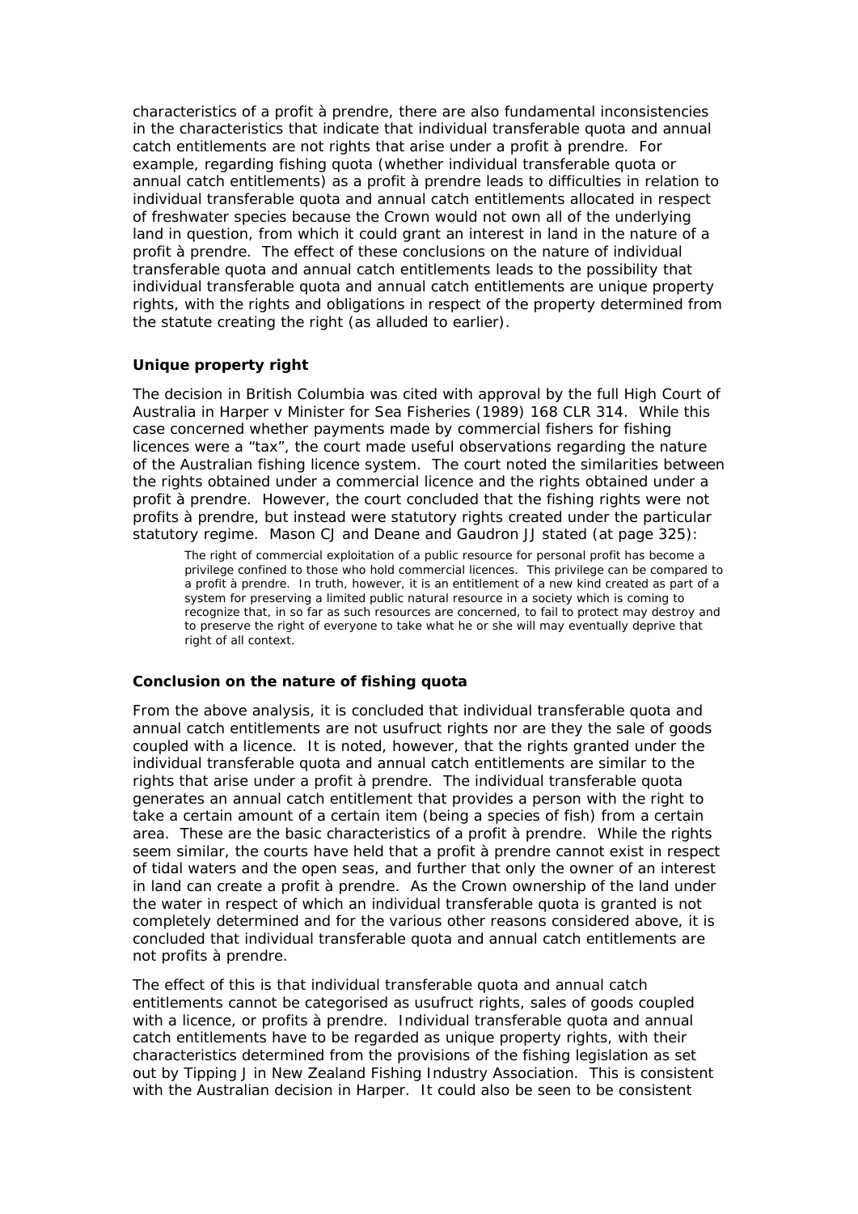characteristics of a profit à prendre, there are also fundamental inconsistencies in the characteristics that indicate that individual transferable quota and annual catch entitlements are not rights that arise under a profit à prendre. For example, regarding fishing quota (whether individual transferable quota or annual catch entitlements) as a profit à prendre leads to difficulties in relation to individual transferable quota and annual catch entitlements allocated in respect of freshwater species because the Crown would not own all of the underlying land in question, from which it could grant an interest in land in the nature of a profit à prendre. The effect of these conclusions on the nature of individual transferable quota and annual catch entitlements leads to the possibility that individual transferable quota and annual catch entitlements are unique property rights, with the rights and obligations in respect of the property determined from the statute creating the right (as alluded to earlier).

**Unique property right**

The decision in British Columbia was cited with approval by the full High Court of Australia in Harper v Minister for Sea Fisheries (1989) 168 CLR 314. While this case concerned whether payments made by commercial fishers for fishing licences were a "tax", the court made useful observations regarding the nature of the Australian fishing licence system. The court noted the similarities between the rights obtained under a commercial licence and the rights obtained under a profit à prendre. However, the court concluded that the fishing rights were not profits à prendre, but instead were statutory rights created under the particular statutory regime. Mason CJ and Deane and Gaudron JJ stated (at page 325):

> The right of commercial exploitation of a public resource for personal profit has become a privilege confined to those who hold commercial licences. This privilege can be compared to a profit à prendre. In truth, however, it is an entitlement of a new kind created as part of a system for preserving a limited public natural resource in a society which is coming to recognize that, in so far as such resources are concerned, to fail to protect may destroy and to preserve the right of everyone to take what he or she will may eventually deprive that right of all context.

**Conclusion on the nature of fishing quota**

From the above analysis, it is concluded that individual transferable quota and annual catch entitlements are not usufruct rights nor are they the sale of goods coupled with a licence. It is noted, however, that the rights granted under the individual transferable quota and annual catch entitlements are similar to the rights that arise under a profit à prendre. The individual transferable quota generates an annual catch entitlement that provides a person with the right to take a certain amount of a certain item (being a species of fish) from a certain area. These are the basic characteristics of a profit à prendre. While the rights seem similar, the courts have held that a profit à prendre cannot exist in respect of tidal waters and the open seas, and further that only the owner of an interest in land can create a profit à prendre. As the Crown ownership of the land under the water in respect of which an individual transferable quota is granted is not completely determined and for the various other reasons considered above, it is concluded that individual transferable quota and annual catch entitlements are not profits à prendre.

The effect of this is that individual transferable quota and annual catch entitlements cannot be categorised as usufruct rights, sales of goods coupled with a licence, or profits à prendre. Individual transferable quota and annual catch entitlements have to be regarded as unique property rights, with their characteristics determined from the provisions of the fishing legislation as set out by Tipping J in New Zealand Fishing Industry Association. This is consistent with the Australian decision in Harper. It could also be seen to be consistent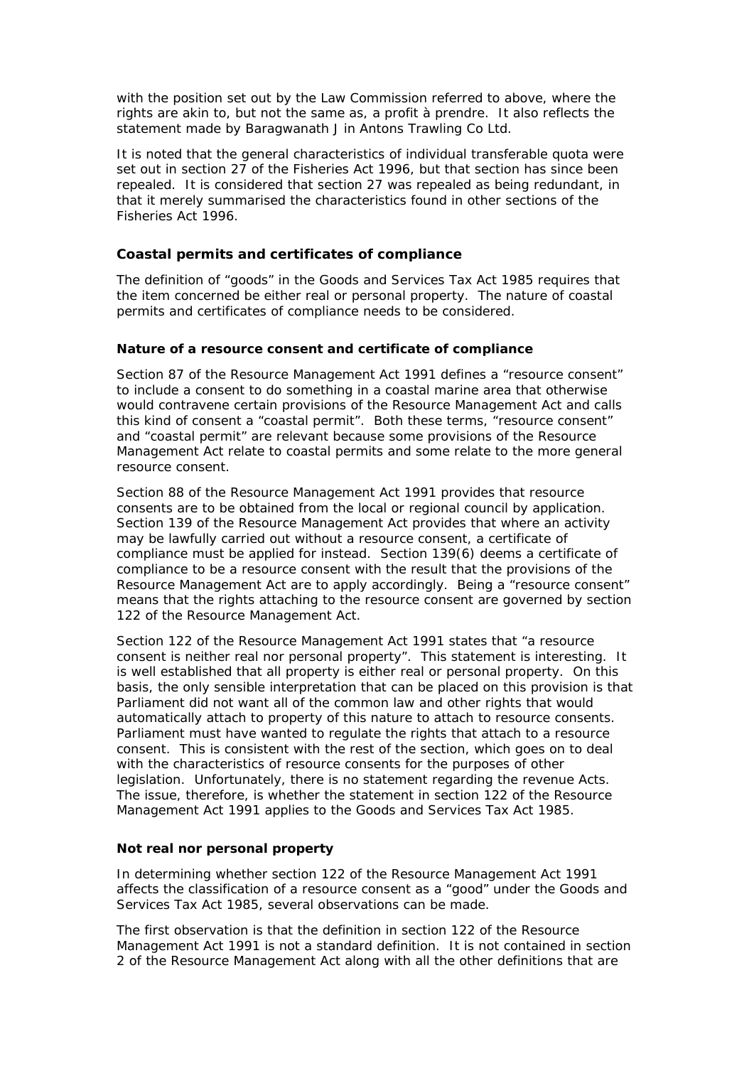with the position set out by the Law Commission referred to above, where the rights are akin to, but not the same as, a profit à prendre. It also reflects the statement made by Baragwanath J in Antons Trawling Co Ltd.

It is noted that the general characteristics of individual transferable quota were set out in section 27 of the Fisheries Act 1996, but that section has since been repealed. It is considered that section 27 was repealed as being redundant, in that it merely summarised the characteristics found in other sections of the Fisheries Act 1996.

### Coastal permits and certificates of compliance

The definition of "goods" in the Goods and Services Tax Act 1985 requires that the item concerned be either real or personal property. The nature of coastal permits and certificates of compliance needs to be considered.

#### Nature of a resource consent and certificate of compliance

Section 87 of the Resource Management Act 1991 defines a "resource consent" to include a consent to do something in a coastal marine area that otherwise would contravene certain provisions of the Resource Management Act and calls this kind of consent a "coastal permit". Both these terms, "resource consent" and "coastal permit" are relevant because some provisions of the Resource Management Act relate to coastal permits and some relate to the more general resource consent.

Section 88 of the Resource Management Act 1991 provides that resource consents are to be obtained from the local or regional council by application. Section 139 of the Resource Management Act provides that where an activity may be lawfully carried out without a resource consent, a certificate of compliance must be applied for instead. Section 139(6) deems a certificate of compliance to be a resource consent with the result that the provisions of the Resource Management Act are to apply accordingly. Being a "resource consent" means that the rights attaching to the resource consent are governed by section 122 of the Resource Management Act.

Section 122 of the Resource Management Act 1991 states that "a resource consent is neither real nor personal property". This statement is interesting. It is well established that all property is either real or personal property. On this basis, the only sensible interpretation that can be placed on this provision is that Parliament did not want all of the common law and other rights that would automatically attach to property of this nature to attach to resource consents. Parliament must have wanted to regulate the rights that attach to a resource consent. This is consistent with the rest of the section, which goes on to deal with the characteristics of resource consents for the purposes of other legislation. Unfortunately, there is no statement regarding the revenue Acts. The issue, therefore, is whether the statement in section 122 of the Resource Management Act 1991 applies to the Goods and Services Tax Act 1985.

#### Not real nor personal property

In determining whether section 122 of the Resource Management Act 1991 affects the classification of a resource consent as a "good" under the Goods and Services Tax Act 1985, several observations can be made.

The first observation is that the definition in section 122 of the Resource Management Act 1991 is not a standard definition. It is not contained in section 2 of the Resource Management Act along with all the other definitions that are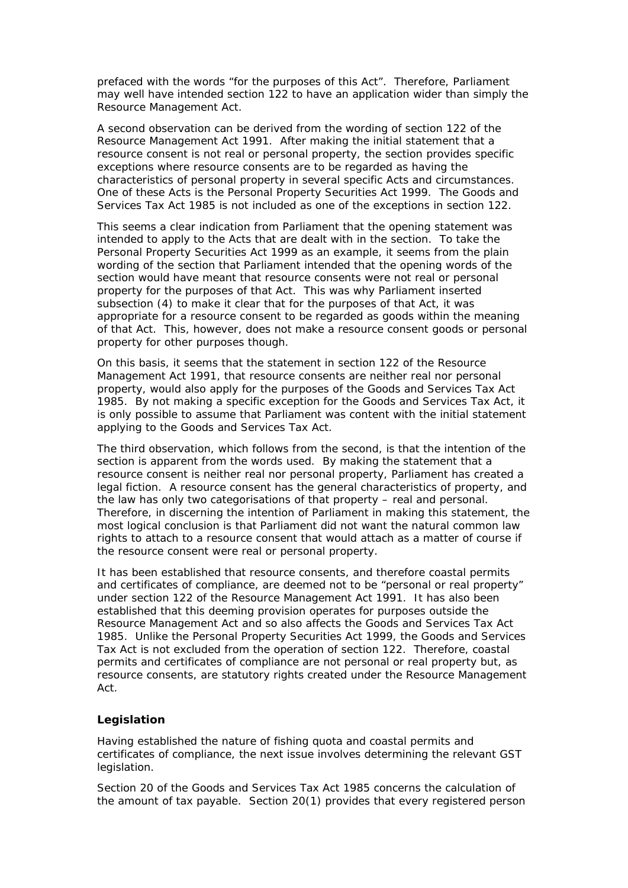prefaced with the words "for the purposes of this Act". Therefore, Parliament may well have intended section 122 to have an application wider than simply the Resource Management Act.

A second observation can be derived from the wording of section 122 of the Resource Management Act 1991. After making the initial statement that a resource consent is not real or personal property, the section provides specific exceptions where resource consents are to be regarded as having the characteristics of personal property in several specific Acts and circumstances. One of these Acts is the Personal Property Securities Act 1999. The Goods and Services Tax Act 1985 is not included as one of the exceptions in section 122.

This seems a clear indication from Parliament that the opening statement was intended to apply to the Acts that are dealt with in the section. To take the Personal Property Securities Act 1999 as an example, it seems from the plain wording of the section that Parliament intended that the opening words of the section would have meant that resource consents were not real or personal property for the purposes of that Act. This was why Parliament inserted subsection (4) to make it clear that for the purposes of that Act, it was appropriate for a resource consent to be regarded as goods within the meaning of that Act. This, however, does not make a resource consent goods or personal property for other purposes though.

On this basis, it seems that the statement in section 122 of the Resource Management Act 1991, that resource consents are neither real nor personal property, would also apply for the purposes of the Goods and Services Tax Act 1985. By not making a specific exception for the Goods and Services Tax Act, it is only possible to assume that Parliament was content with the initial statement applying to the Goods and Services Tax Act.

The third observation, which follows from the second, is that the intention of the section is apparent from the words used. By making the statement that a resource consent is neither real nor personal property, Parliament has created a legal fiction. A resource consent has the general characteristics of property, and the law has only two categorisations of that property – real and personal. Therefore, in discerning the intention of Parliament in making this statement, the most logical conclusion is that Parliament did not want the natural common law rights to attach to a resource consent that would attach as a matter of course if the resource consent were real or personal property.

It has been established that resource consents, and therefore coastal permits and certificates of compliance, are deemed not to be "personal or real property" under section 122 of the Resource Management Act 1991. It has also been established that this deeming provision operates for purposes outside the Resource Management Act and so also affects the Goods and Services Tax Act 1985. Unlike the Personal Property Securities Act 1999, the Goods and Services Tax Act is not excluded from the operation of section 122. Therefore, coastal permits and certificates of compliance are not personal or real property but, as resource consents, are statutory rights created under the Resource Management Act.

### Legislation

Having established the nature of fishing quota and coastal permits and certificates of compliance, the next issue involves determining the relevant GST legislation.

Section 20 of the Goods and Services Tax Act 1985 concerns the calculation of the amount of tax payable. Section 20(1) provides that every registered person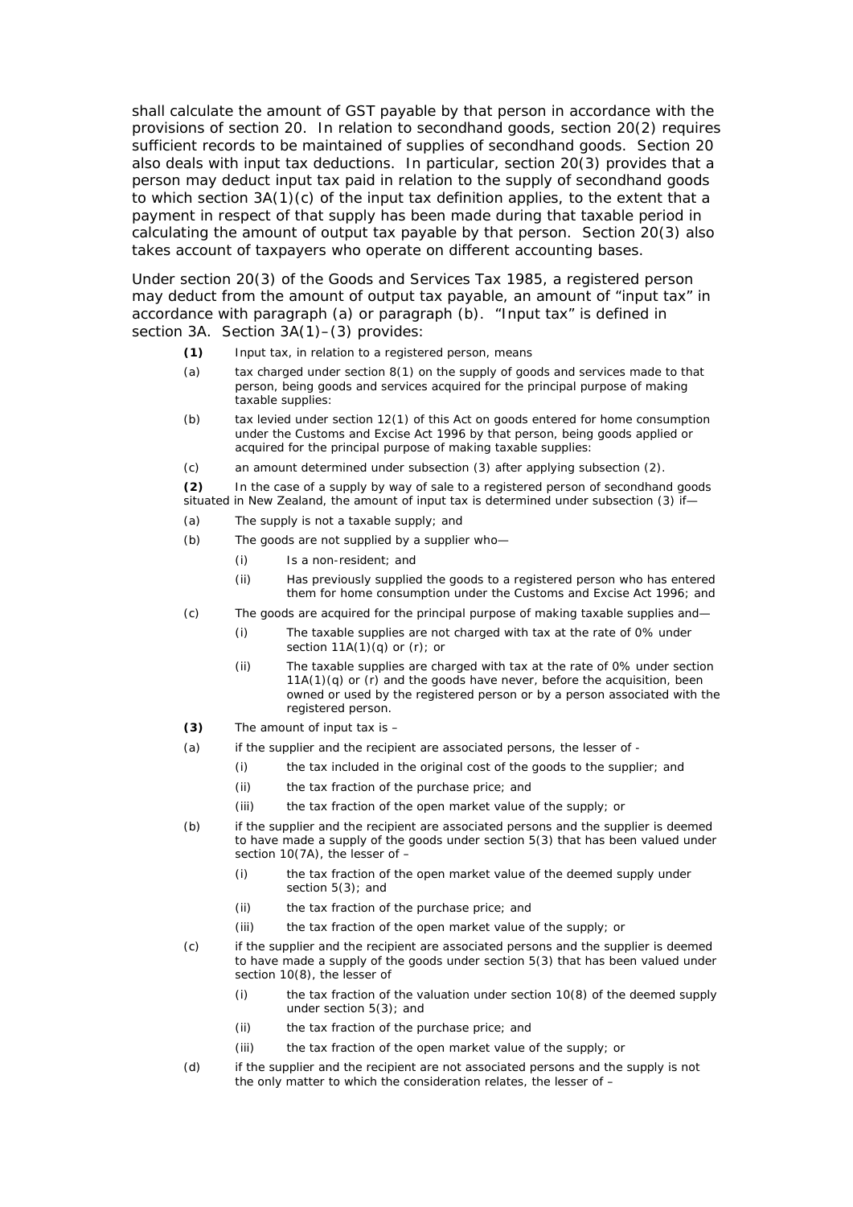shall calculate the amount of GST payable by that person in accordance with the provisions of section 20. In relation to secondhand goods, section 20(2) requires sufficient records to be maintained of supplies of secondhand goods. Section 20 also deals with input tax deductions. In particular, section 20(3) provides that a person may deduct input tax paid in relation to the supply of secondhand goods to which section 3A(1)(c) of the input tax definition applies, to the extent that a payment in respect of that supply has been made during that taxable period in calculating the amount of output tax payable by that person. Section 20(3) also takes account of taxpayers who operate on different accounting bases.

Under section 20(3) of the Goods and Services Tax 1985, a registered person may deduct from the amount of output tax payable, an amount of "input tax" in accordance with paragraph (a) or paragraph (b). "Input tax" is defined in section 3A. Section 3A(1)–(3) provides:

> **(1)** Input tax, in relation to a registered person, means
>
> (a) tax charged under section 8(1) on the supply of goods and services made to that person, being goods and services acquired for the principal purpose of making taxable supplies:
>
> (b) tax levied under section 12(1) of this Act on goods entered for home consumption under the Customs and Excise Act 1996 by that person, being goods applied or acquired for the principal purpose of making taxable supplies:
>
> (c) an amount determined under subsection (3) after applying subsection (2).
>
> **(2)** In the case of a supply by way of sale to a registered person of secondhand goods situated in New Zealand, the amount of input tax is determined under subsection (3) if—
>
> (a) The supply is not a taxable supply; and
>
> (b) The goods are not supplied by a supplier who—
>
> (i) Is a non-resident; and
>
> (ii) Has previously supplied the goods to a registered person who has entered them for home consumption under the Customs and Excise Act 1996; and
>
> (c) The goods are acquired for the principal purpose of making taxable supplies and—
>
> (i) The taxable supplies are not charged with tax at the rate of 0% under section 11A(1)(q) or (r); or
>
> (ii) The taxable supplies are charged with tax at the rate of 0% under section 11A(1)(q) or (r) and the goods have never, before the acquisition, been owned or used by the registered person or by a person associated with the registered person.
>
> **(3)** The amount of input tax is –
>
> (a) if the supplier and the recipient are associated persons, the lesser of -
>
> (i) the tax included in the original cost of the goods to the supplier; and
>
> (ii) the tax fraction of the purchase price; and
>
> (iii) the tax fraction of the open market value of the supply; or
>
> (b) if the supplier and the recipient are associated persons and the supplier is deemed to have made a supply of the goods under section 5(3) that has been valued under section 10(7A), the lesser of –
>
> (i) the tax fraction of the open market value of the deemed supply under section 5(3); and
>
> (ii) the tax fraction of the purchase price; and
>
> (iii) the tax fraction of the open market value of the supply; or
>
> (c) if the supplier and the recipient are associated persons and the supplier is deemed to have made a supply of the goods under section 5(3) that has been valued under section 10(8), the lesser of
>
> (i) the tax fraction of the valuation under section 10(8) of the deemed supply under section 5(3); and
>
> (ii) the tax fraction of the purchase price; and
>
> (iii) the tax fraction of the open market value of the supply; or
>
> (d) if the supplier and the recipient are not associated persons and the supply is not the only matter to which the consideration relates, the lesser of –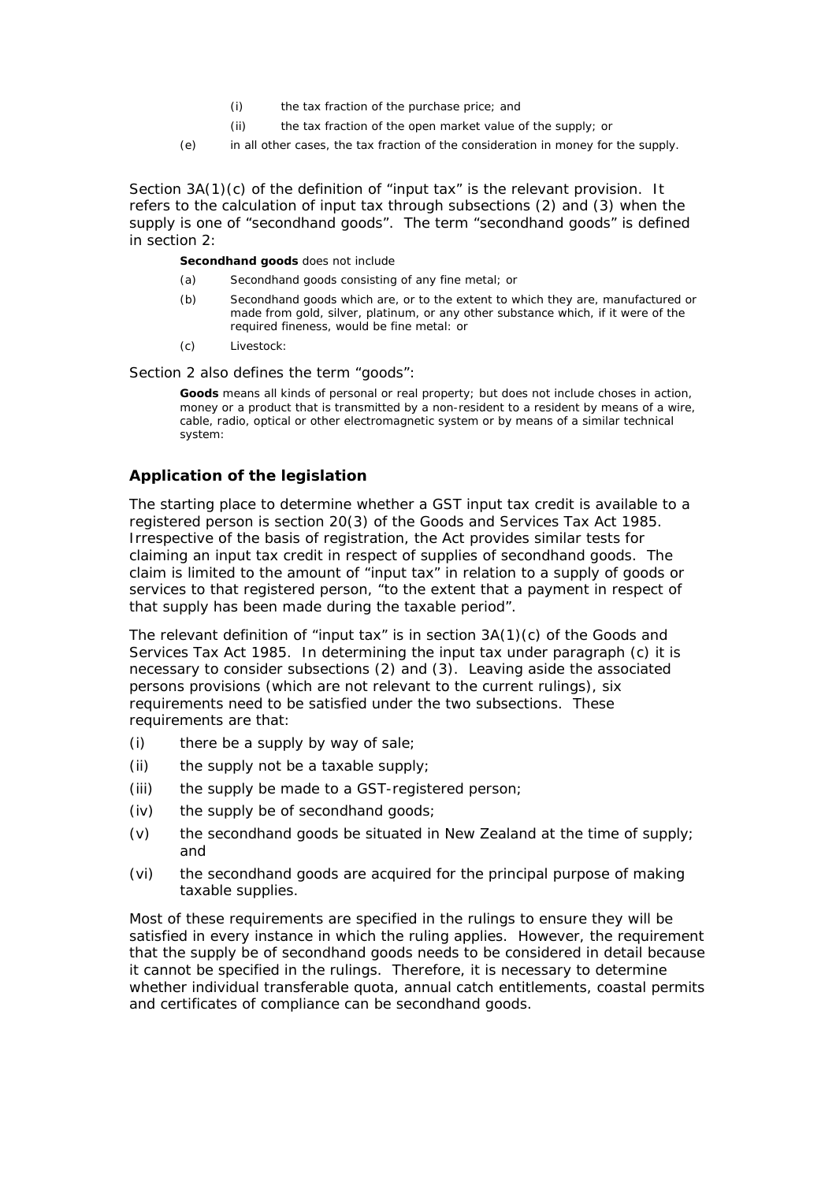(i) the tax fraction of the purchase price; and

(ii) the tax fraction of the open market value of the supply; or

(e) in all other cases, the tax fraction of the consideration in money for the supply.

Section 3A(1)(c) of the definition of "input tax" is the relevant provision. It refers to the calculation of input tax through subsections (2) and (3) when the supply is one of "secondhand goods". The term "secondhand goods" is defined in section 2:

> **Secondhand goods** does not include
>
> (a) Secondhand goods consisting of any fine metal; or
>
> (b) Secondhand goods which are, or to the extent to which they are, manufactured or made from gold, silver, platinum, or any other substance which, if it were of the required fineness, would be fine metal: or
>
> (c) Livestock:

Section 2 also defines the term "goods":

> **Goods** means all kinds of personal or real property; but does not include choses in action, money or a product that is transmitted by a non-resident to a resident by means of a wire, cable, radio, optical or other electromagnetic system or by means of a similar technical system:

### Application of the legislation

The starting place to determine whether a GST input tax credit is available to a registered person is section 20(3) of the Goods and Services Tax Act 1985. Irrespective of the basis of registration, the Act provides similar tests for claiming an input tax credit in respect of supplies of secondhand goods. The claim is limited to the amount of "input tax" in relation to a supply of goods or services to that registered person, "to the extent that a payment in respect of that supply has been made during the taxable period".

The relevant definition of "input tax" is in section 3A(1)(c) of the Goods and Services Tax Act 1985. In determining the input tax under paragraph (c) it is necessary to consider subsections (2) and (3). Leaving aside the associated persons provisions (which are not relevant to the current rulings), six requirements need to be satisfied under the two subsections. These requirements are that:

(i) there be a supply by way of sale;

(ii) the supply not be a taxable supply;

(iii) the supply be made to a GST-registered person;

(iv) the supply be of secondhand goods;

(v) the secondhand goods be situated in New Zealand at the time of supply; and

(vi) the secondhand goods are acquired for the principal purpose of making taxable supplies.

Most of these requirements are specified in the rulings to ensure they will be satisfied in every instance in which the ruling applies. However, the requirement that the supply be of secondhand goods needs to be considered in detail because it cannot be specified in the rulings. Therefore, it is necessary to determine whether individual transferable quota, annual catch entitlements, coastal permits and certificates of compliance can be secondhand goods.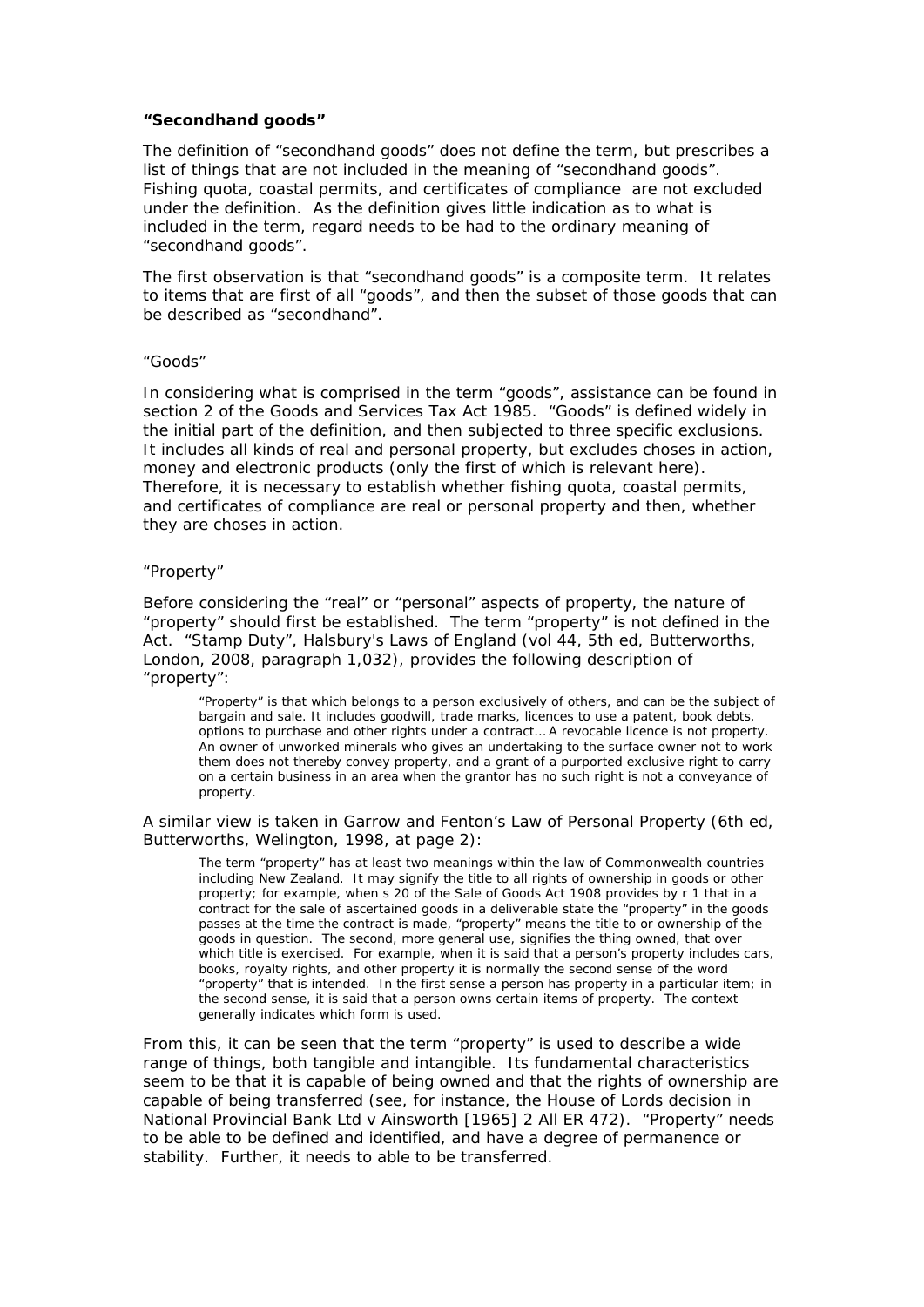### "Secondhand goods"

The definition of "secondhand goods" does not define the term, but prescribes a list of things that are not included in the meaning of "secondhand goods". Fishing quota, coastal permits, and certificates of compliance are not excluded under the definition. As the definition gives little indication as to what is included in the term, regard needs to be had to the ordinary meaning of "secondhand goods".

The first observation is that "secondhand goods" is a composite term. It relates to items that are first of all "goods", and then the subset of those goods that can be described as "secondhand".

#### "Goods"

In considering what is comprised in the term "goods", assistance can be found in section 2 of the Goods and Services Tax Act 1985. "Goods" is defined widely in the initial part of the definition, and then subjected to three specific exclusions. It includes all kinds of real and personal property, but excludes choses in action, money and electronic products (only the first of which is relevant here). Therefore, it is necessary to establish whether fishing quota, coastal permits, and certificates of compliance are real or personal property and then, whether they are choses in action.

#### "Property"

Before considering the "real" or "personal" aspects of property, the nature of "property" should first be established. The term "property" is not defined in the Act. "Stamp Duty", Halsbury's Laws of England (vol 44, 5th ed, Butterworths, London, 2008, paragraph 1,032), provides the following description of "property":

> "Property" is that which belongs to a person exclusively of others, and can be the subject of bargain and sale. It includes goodwill, trade marks, licences to use a patent, book debts, options to purchase and other rights under a contract… A revocable licence is not property. An owner of unworked minerals who gives an undertaking to the surface owner not to work them does not thereby convey property, and a grant of a purported exclusive right to carry on a certain business in an area when the grantor has no such right is not a conveyance of property.

A similar view is taken in Garrow and Fenton's Law of Personal Property (6th ed, Butterworths, Welington, 1998, at page 2):

> The term "property" has at least two meanings within the law of Commonwealth countries including New Zealand. It may signify the title to all rights of ownership in goods or other property; for example, when s 20 of the Sale of Goods Act 1908 provides by r 1 that in a contract for the sale of ascertained goods in a deliverable state the "property" in the goods passes at the time the contract is made, "property" means the title to or ownership of the goods in question. The second, more general use, signifies the thing owned, that over which title is exercised. For example, when it is said that a person's property includes cars, books, royalty rights, and other property it is normally the second sense of the word "property" that is intended. In the first sense a person has property in a particular item; in the second sense, it is said that a person owns certain items of property. The context generally indicates which form is used.

From this, it can be seen that the term "property" is used to describe a wide range of things, both tangible and intangible. Its fundamental characteristics seem to be that it is capable of being owned and that the rights of ownership are capable of being transferred (see, for instance, the House of Lords decision in National Provincial Bank Ltd v Ainsworth [1965] 2 All ER 472). "Property" needs to be able to be defined and identified, and have a degree of permanence or stability. Further, it needs to able to be transferred.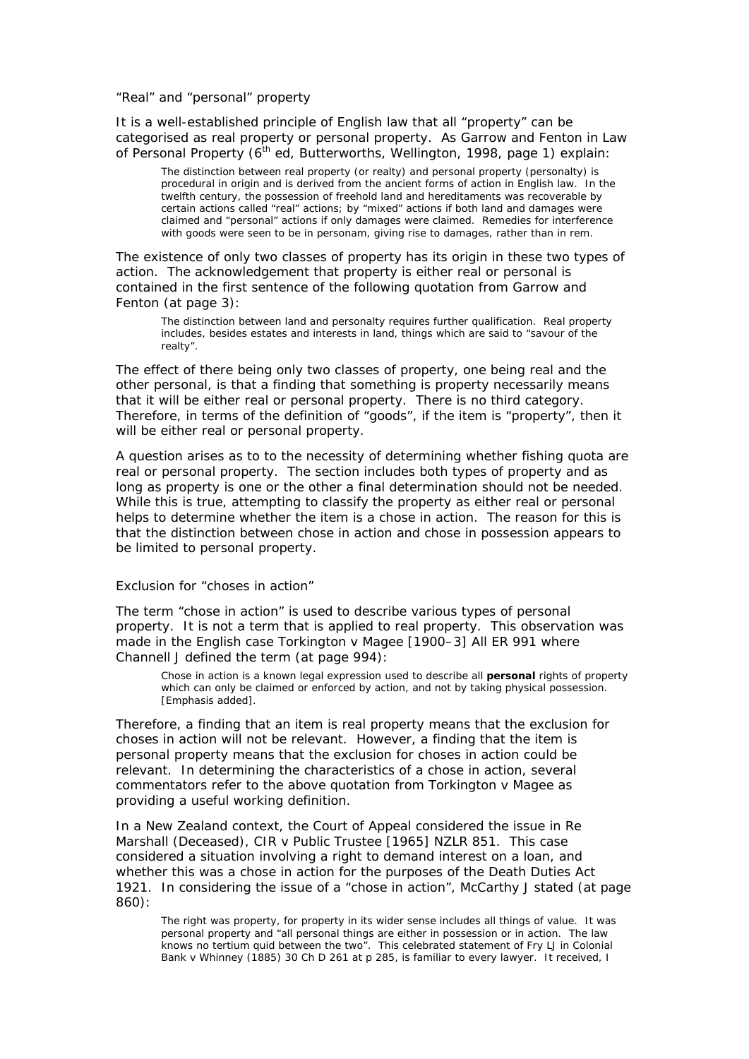### "Real" and "personal" property

It is a well-established principle of English law that all "property" can be categorised as real property or personal property. As Garrow and Fenton in Law of Personal Property (6th ed, Butterworths, Wellington, 1998, page 1) explain:

> The distinction between real property (or realty) and personal property (personalty) is procedural in origin and is derived from the ancient forms of action in English law. In the twelfth century, the possession of freehold land and hereditaments was recoverable by certain actions called "real" actions; by "mixed" actions if both land and damages were claimed and "personal" actions if only damages were claimed. Remedies for interference with goods were seen to be in personam, giving rise to damages, rather than in rem.

The existence of only two classes of property has its origin in these two types of action. The acknowledgement that property is either real or personal is contained in the first sentence of the following quotation from Garrow and Fenton (at page 3):

> The distinction between land and personalty requires further qualification. Real property includes, besides estates and interests in land, things which are said to "savour of the realty".

The effect of there being only two classes of property, one being real and the other personal, is that a finding that something is property necessarily means that it will be either real or personal property. There is no third category. Therefore, in terms of the definition of "goods", if the item is "property", then it will be either real or personal property.

A question arises as to to the necessity of determining whether fishing quota are real or personal property. The section includes both types of property and as long as property is one or the other a final determination should not be needed. While this is true, attempting to classify the property as either real or personal helps to determine whether the item is a chose in action. The reason for this is that the distinction between chose in action and chose in possession appears to be limited to personal property.

### Exclusion for "choses in action"

The term "chose in action" is used to describe various types of personal property. It is not a term that is applied to real property. This observation was made in the English case Torkington v Magee [1900–3] All ER 991 where Channell J defined the term (at page 994):

> Chose in action is a known legal expression used to describe all **personal** rights of property which can only be claimed or enforced by action, and not by taking physical possession. [Emphasis added].

Therefore, a finding that an item is real property means that the exclusion for choses in action will not be relevant. However, a finding that the item is personal property means that the exclusion for choses in action could be relevant. In determining the characteristics of a chose in action, several commentators refer to the above quotation from Torkington v Magee as providing a useful working definition.

In a New Zealand context, the Court of Appeal considered the issue in Re Marshall (Deceased), CIR v Public Trustee [1965] NZLR 851. This case considered a situation involving a right to demand interest on a loan, and whether this was a chose in action for the purposes of the Death Duties Act 1921. In considering the issue of a "chose in action", McCarthy J stated (at page 860):

> The right was property, for property in its wider sense includes all things of value. It was personal property and "all personal things are either in possession or in action. The law knows no tertium quid between the two". This celebrated statement of Fry LJ in Colonial Bank v Whinney (1885) 30 Ch D 261 at p 285, is familiar to every lawyer. It received, I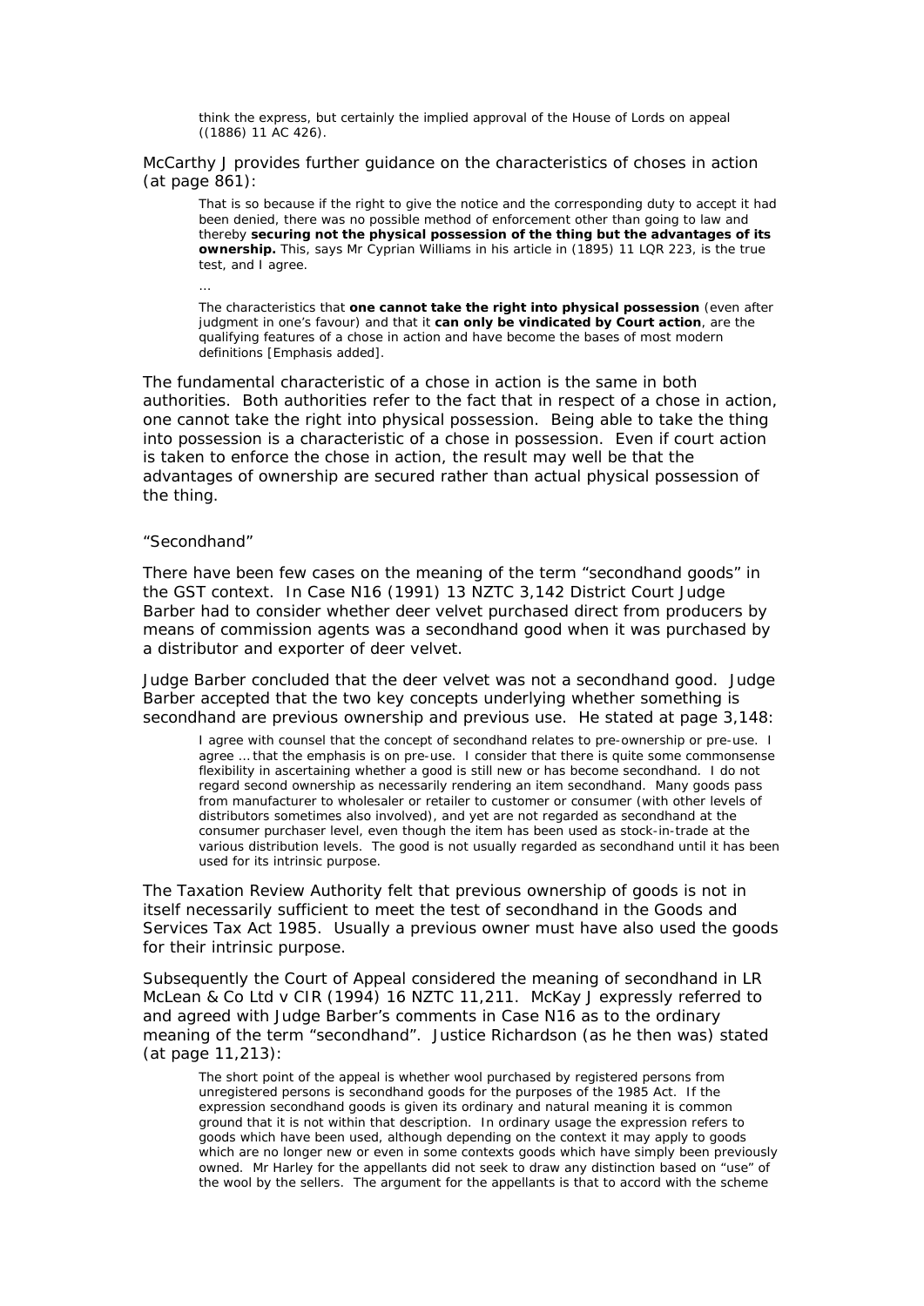> think the express, but certainly the implied approval of the House of Lords on appeal ((1886) 11 AC 426).

McCarthy J provides further guidance on the characteristics of choses in action (at page 861):

> That is so because if the right to give the notice and the corresponding duty to accept it had been denied, there was no possible method of enforcement other than going to law and thereby **securing not the physical possession of the thing but the advantages of its ownership.** This, says Mr Cyprian Williams in his article in (1895) 11 LQR 223, is the true test, and I agree.
>
> …
>
> The characteristics that **one cannot take the right into physical possession** (even after judgment in one's favour) and that it **can only be vindicated by Court action**, are the qualifying features of a chose in action and have become the bases of most modern definitions [Emphasis added].

The fundamental characteristic of a chose in action is the same in both authorities. Both authorities refer to the fact that in respect of a chose in action, one cannot take the right into physical possession. Being able to take the thing into possession is a characteristic of a chose in possession. Even if court action is taken to enforce the chose in action, the result may well be that the advantages of ownership are secured rather than actual physical possession of the thing.

"Secondhand"

There have been few cases on the meaning of the term "secondhand goods" in the GST context. In Case N16 (1991) 13 NZTC 3,142 District Court Judge Barber had to consider whether deer velvet purchased direct from producers by means of commission agents was a secondhand good when it was purchased by a distributor and exporter of deer velvet.

Judge Barber concluded that the deer velvet was not a secondhand good. Judge Barber accepted that the two key concepts underlying whether something is secondhand are previous ownership and previous use. He stated at page 3,148:

> I agree with counsel that the concept of secondhand relates to pre-ownership or pre-use. I agree … that the emphasis is on pre-use. I consider that there is quite some commonsense flexibility in ascertaining whether a good is still new or has become secondhand. I do not regard second ownership as necessarily rendering an item secondhand. Many goods pass from manufacturer to wholesaler or retailer to customer or consumer (with other levels of distributors sometimes also involved), and yet are not regarded as secondhand at the consumer purchaser level, even though the item has been used as stock-in-trade at the various distribution levels. The good is not usually regarded as secondhand until it has been used for its intrinsic purpose.

The Taxation Review Authority felt that previous ownership of goods is not in itself necessarily sufficient to meet the test of secondhand in the Goods and Services Tax Act 1985. Usually a previous owner must have also used the goods for their intrinsic purpose.

Subsequently the Court of Appeal considered the meaning of secondhand in LR McLean & Co Ltd v CIR (1994) 16 NZTC 11,211. McKay J expressly referred to and agreed with Judge Barber's comments in Case N16 as to the ordinary meaning of the term "secondhand". Justice Richardson (as he then was) stated (at page 11,213):

> The short point of the appeal is whether wool purchased by registered persons from unregistered persons is secondhand goods for the purposes of the 1985 Act. If the expression secondhand goods is given its ordinary and natural meaning it is common ground that it is not within that description. In ordinary usage the expression refers to goods which have been used, although depending on the context it may apply to goods which are no longer new or even in some contexts goods which have simply been previously owned. Mr Harley for the appellants did not seek to draw any distinction based on "use" of the wool by the sellers. The argument for the appellants is that to accord with the scheme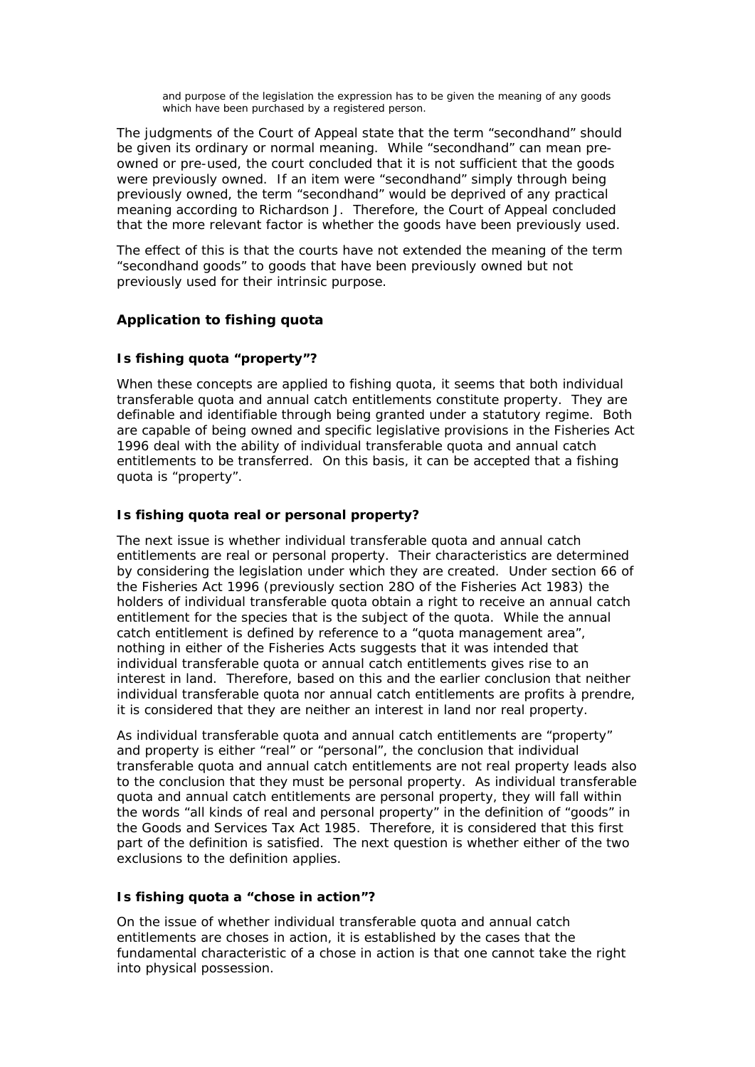> and purpose of the legislation the expression has to be given the meaning of any goods which have been purchased by a registered person.

The judgments of the Court of Appeal state that the term "secondhand" should be given its ordinary or normal meaning. While "secondhand" can mean pre-owned or pre-used, the court concluded that it is not sufficient that the goods were previously owned. If an item were "secondhand" simply through being previously owned, the term "secondhand" would be deprived of any practical meaning according to Richardson J. Therefore, the Court of Appeal concluded that the more relevant factor is whether the goods have been previously used.

The effect of this is that the courts have not extended the meaning of the term "secondhand goods" to goods that have been previously owned but not previously used for their intrinsic purpose.

### Application to fishing quota

#### Is fishing quota "property"?

When these concepts are applied to fishing quota, it seems that both individual transferable quota and annual catch entitlements constitute property. They are definable and identifiable through being granted under a statutory regime. Both are capable of being owned and specific legislative provisions in the Fisheries Act 1996 deal with the ability of individual transferable quota and annual catch entitlements to be transferred. On this basis, it can be accepted that a fishing quota is "property".

#### Is fishing quota real or personal property?

The next issue is whether individual transferable quota and annual catch entitlements are real or personal property. Their characteristics are determined by considering the legislation under which they are created. Under section 66 of the Fisheries Act 1996 (previously section 28O of the Fisheries Act 1983) the holders of individual transferable quota obtain a right to receive an annual catch entitlement for the species that is the subject of the quota. While the annual catch entitlement is defined by reference to a "quota management area", nothing in either of the Fisheries Acts suggests that it was intended that individual transferable quota or annual catch entitlements gives rise to an interest in land. Therefore, based on this and the earlier conclusion that neither individual transferable quota nor annual catch entitlements are profits à prendre, it is considered that they are neither an interest in land nor real property.

As individual transferable quota and annual catch entitlements are "property" and property is either "real" or "personal", the conclusion that individual transferable quota and annual catch entitlements are not real property leads also to the conclusion that they must be personal property. As individual transferable quota and annual catch entitlements are personal property, they will fall within the words "all kinds of real and personal property" in the definition of "goods" in the Goods and Services Tax Act 1985. Therefore, it is considered that this first part of the definition is satisfied. The next question is whether either of the two exclusions to the definition applies.

#### Is fishing quota a "chose in action"?

On the issue of whether individual transferable quota and annual catch entitlements are choses in action, it is established by the cases that the fundamental characteristic of a chose in action is that one cannot take the right into physical possession.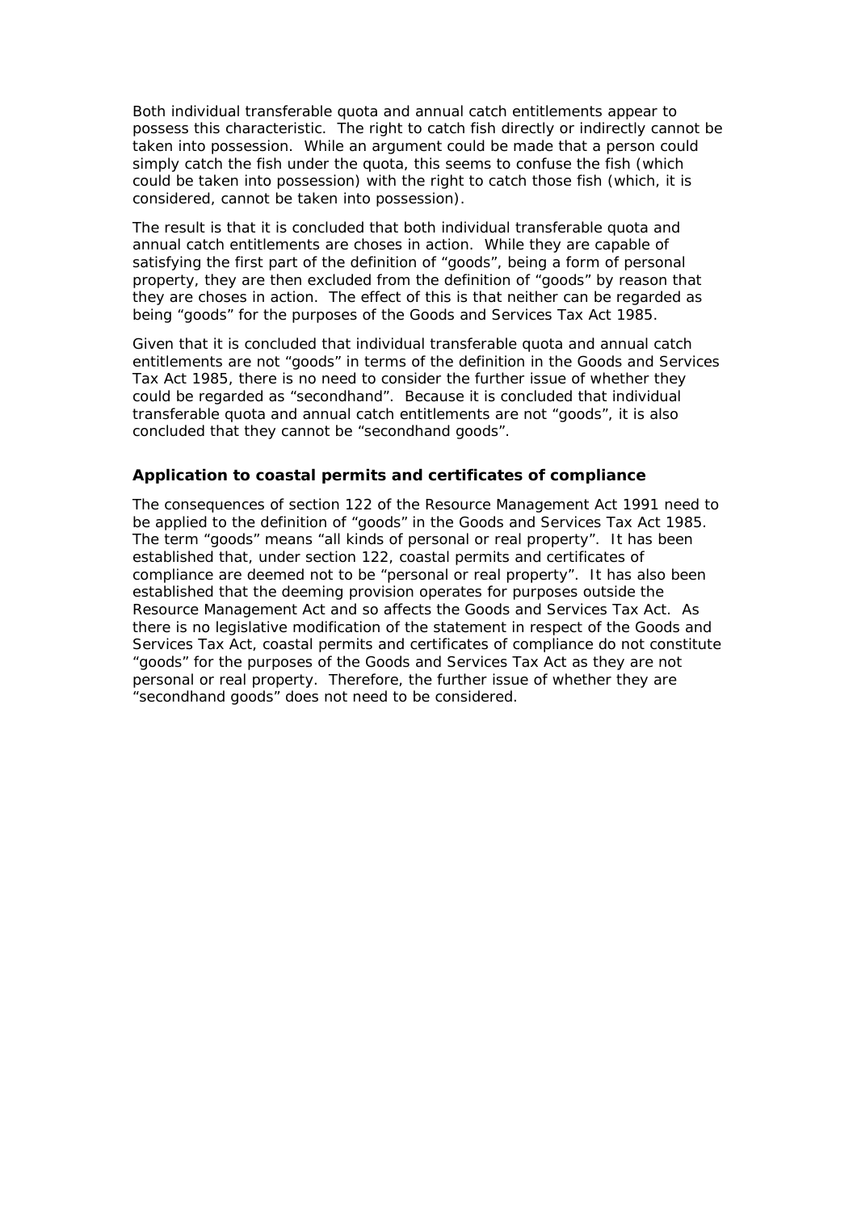Both individual transferable quota and annual catch entitlements appear to possess this characteristic. The right to catch fish directly or indirectly cannot be taken into possession. While an argument could be made that a person could simply catch the fish under the quota, this seems to confuse the fish (which could be taken into possession) with the right to catch those fish (which, it is considered, cannot be taken into possession).

The result is that it is concluded that both individual transferable quota and annual catch entitlements are choses in action. While they are capable of satisfying the first part of the definition of "goods", being a form of personal property, they are then excluded from the definition of "goods" by reason that they are choses in action. The effect of this is that neither can be regarded as being "goods" for the purposes of the Goods and Services Tax Act 1985.

Given that it is concluded that individual transferable quota and annual catch entitlements are not "goods" in terms of the definition in the Goods and Services Tax Act 1985, there is no need to consider the further issue of whether they could be regarded as "secondhand". Because it is concluded that individual transferable quota and annual catch entitlements are not "goods", it is also concluded that they cannot be "secondhand goods".

### Application to coastal permits and certificates of compliance

The consequences of section 122 of the Resource Management Act 1991 need to be applied to the definition of "goods" in the Goods and Services Tax Act 1985. The term "goods" means "all kinds of personal or real property". It has been established that, under section 122, coastal permits and certificates of compliance are deemed not to be "personal or real property". It has also been established that the deeming provision operates for purposes outside the Resource Management Act and so affects the Goods and Services Tax Act. As there is no legislative modification of the statement in respect of the Goods and Services Tax Act, coastal permits and certificates of compliance do not constitute "goods" for the purposes of the Goods and Services Tax Act as they are not personal or real property. Therefore, the further issue of whether they are "secondhand goods" does not need to be considered.